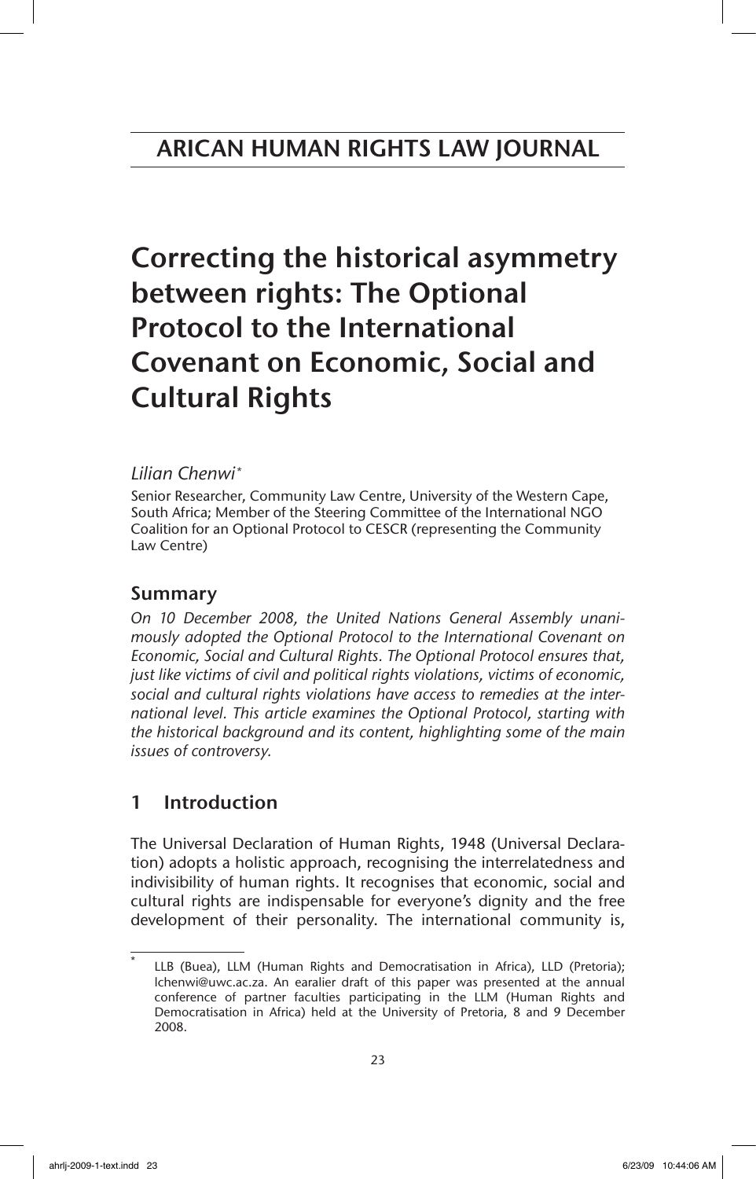# ARICAN HUMAN RIGHTS LAW JOURNAL

# Correcting the historical asymmetry between rights: The Optional Protocol to the International Covenant on Economic, Social and Cultural Rights

*Lilian Chenwi**

Senior Researcher, Community Law Centre, University of the Western Cape, South Africa; Member of the Steering Committee of the International NGO Coalition for an Optional Protocol to CESCR (representing the Community Law Centre)

## Summary

*On 10 December 2008, the United Nations General Assembly unanimously adopted the Optional Protocol to the International Covenant on Economic, Social and Cultural Rights. The Optional Protocol ensures that, just like victims of civil and political rights violations, victims of economic, social and cultural rights violations have access to remedies at the international level. This article examines the Optional Protocol, starting with the historical background and its content, highlighting some of the main issues of controversy.*

## 1 Introduction

The Universal Declaration of Human Rights, 1948 (Universal Declaration) adopts a holistic approach, recognising the interrelatedness and indivisibility of human rights. It recognises that economic, social and cultural rights are indispensable for everyone's dignity and the free development of their personality. The international community is,

---

* LLB (Buea), LLM (Human Rights and Democratisation in Africa), LLD (Pretoria); lchenwi@uwc.ac.za. An earalier draft of this paper was presented at the annual conference of partner faculties participating in the LLM (Human Rights and Democratisation in Africa) held at the University of Pretoria, 8 and 9 December 2008.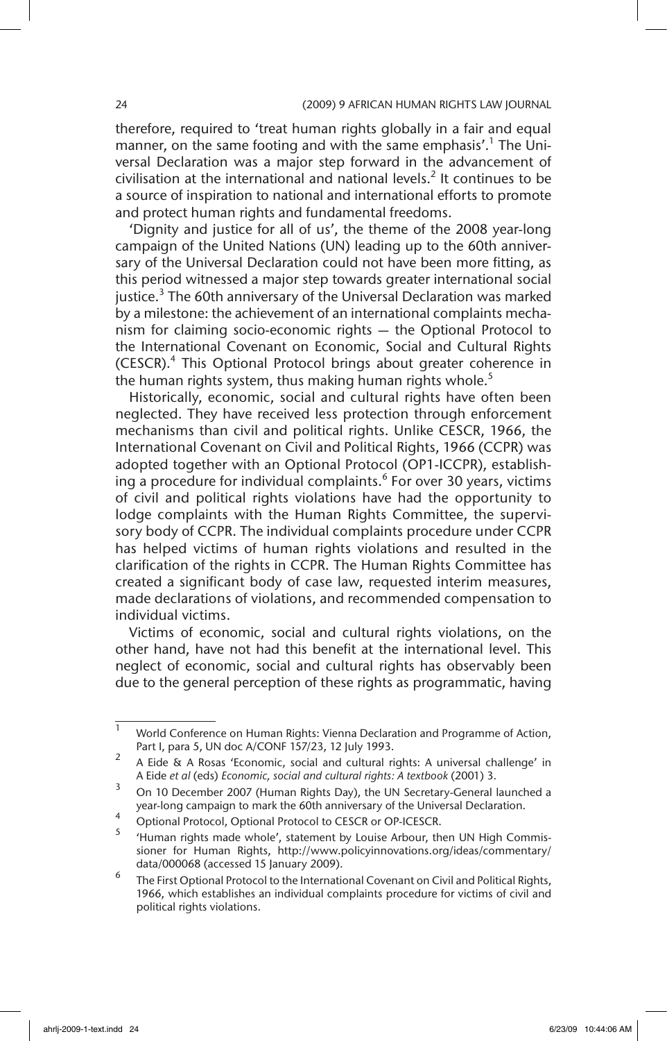therefore, required to 'treat human rights globally in a fair and equal manner, on the same footing and with the same emphasis'.[1] The Universal Declaration was a major step forward in the advancement of civilisation at the international and national levels.[2] It continues to be a source of inspiration to national and international efforts to promote and protect human rights and fundamental freedoms.

'Dignity and justice for all of us', the theme of the 2008 year-long campaign of the United Nations (UN) leading up to the 60th anniversary of the Universal Declaration could not have been more fitting, as this period witnessed a major step towards greater international social justice.[3] The 60th anniversary of the Universal Declaration was marked by a milestone: the achievement of an international complaints mechanism for claiming socio-economic rights — the Optional Protocol to the International Covenant on Economic, Social and Cultural Rights (CESCR).[4] This Optional Protocol brings about greater coherence in the human rights system, thus making human rights whole.[5]

Historically, economic, social and cultural rights have often been neglected. They have received less protection through enforcement mechanisms than civil and political rights. Unlike CESCR, 1966, the International Covenant on Civil and Political Rights, 1966 (CCPR) was adopted together with an Optional Protocol (OP1-ICCPR), establishing a procedure for individual complaints.[6] For over 30 years, victims of civil and political rights violations have had the opportunity to lodge complaints with the Human Rights Committee, the supervisory body of CCPR. The individual complaints procedure under CCPR has helped victims of human rights violations and resulted in the clarification of the rights in CCPR. The Human Rights Committee has created a significant body of case law, requested interim measures, made declarations of violations, and recommended compensation to individual victims.

Victims of economic, social and cultural rights violations, on the other hand, have not had this benefit at the international level. This neglect of economic, social and cultural rights has observably been due to the general perception of these rights as programmatic, having

---

[1] World Conference on Human Rights: Vienna Declaration and Programme of Action, Part I, para 5, UN doc A/CONF 157/23, 12 July 1993.

[2] A Eide & A Rosas 'Economic, social and cultural rights: A universal challenge' in A Eide *et al* (eds) *Economic, social and cultural rights: A textbook* (2001) 3.

[3] On 10 December 2007 (Human Rights Day), the UN Secretary-General launched a year-long campaign to mark the 60th anniversary of the Universal Declaration.

[4] Optional Protocol, Optional Protocol to CESCR or OP-ICESCR.

[5] 'Human rights made whole', statement by Louise Arbour, then UN High Commissioner for Human Rights, http://www.policyinnovations.org/ideas/commentary/data/000068 (accessed 15 January 2009).

[6] The First Optional Protocol to the International Covenant on Civil and Political Rights, 1966, which establishes an individual complaints procedure for victims of civil and political rights violations.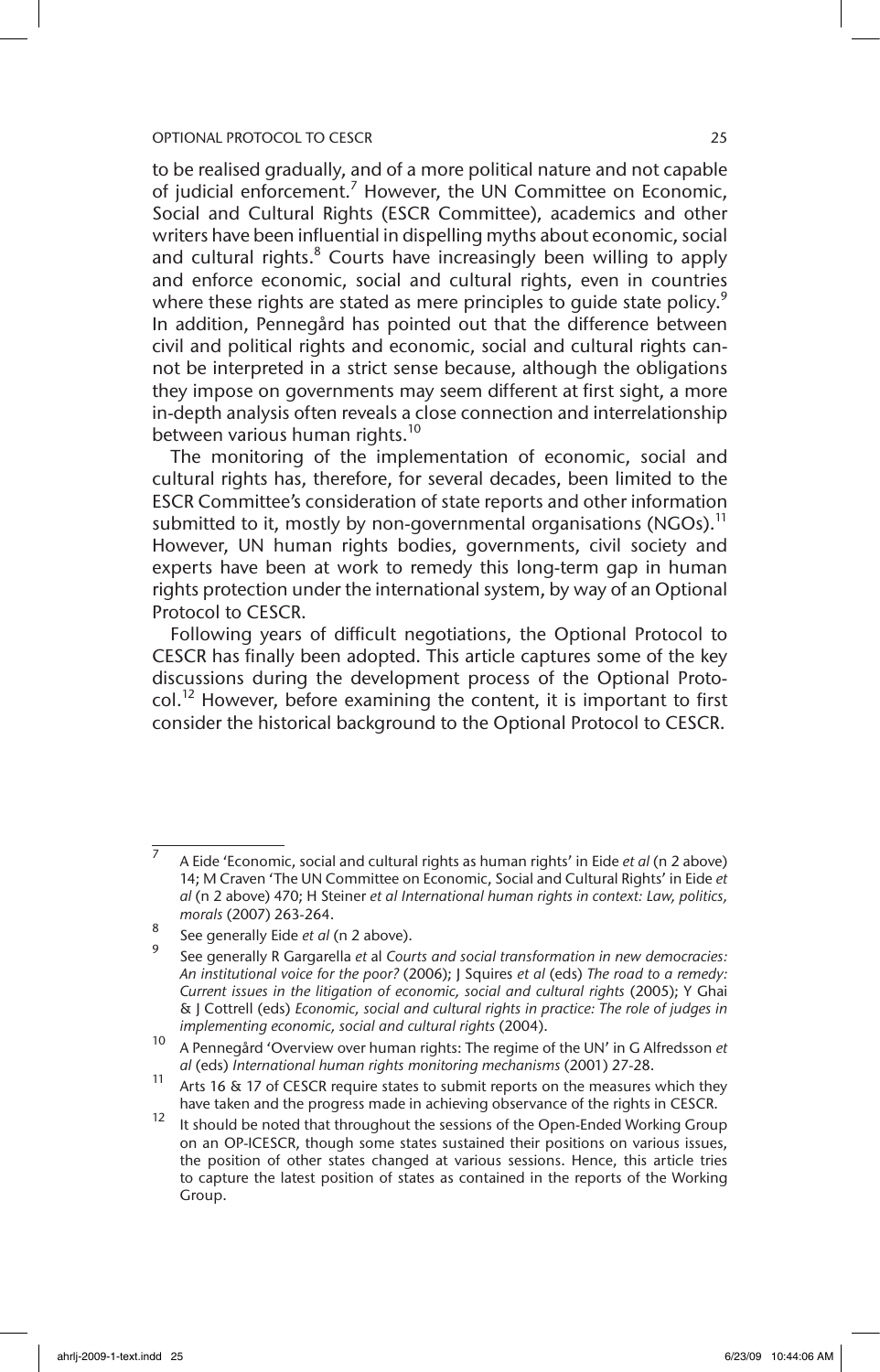to be realised gradually, and of a more political nature and not capable of judicial enforcement.[7] However, the UN Committee on Economic, Social and Cultural Rights (ESCR Committee), academics and other writers have been influential in dispelling myths about economic, social and cultural rights.[8] Courts have increasingly been willing to apply and enforce economic, social and cultural rights, even in countries where these rights are stated as mere principles to guide state policy.[9] In addition, Pennegård has pointed out that the difference between civil and political rights and economic, social and cultural rights cannot be interpreted in a strict sense because, although the obligations they impose on governments may seem different at first sight, a more in-depth analysis often reveals a close connection and interrelationship between various human rights.[10]

The monitoring of the implementation of economic, social and cultural rights has, therefore, for several decades, been limited to the ESCR Committee's consideration of state reports and other information submitted to it, mostly by non-governmental organisations (NGOs).[11] However, UN human rights bodies, governments, civil society and experts have been at work to remedy this long-term gap in human rights protection under the international system, by way of an Optional Protocol to CESCR.

Following years of difficult negotiations, the Optional Protocol to CESCR has finally been adopted. This article captures some of the key discussions during the development process of the Optional Protocol.[12] However, before examining the content, it is important to first consider the historical background to the Optional Protocol to CESCR.

---

[7] A Eide 'Economic, social and cultural rights as human rights' in Eide *et al* (n 2 above) 14; M Craven 'The UN Committee on Economic, Social and Cultural Rights' in Eide *et al* (n 2 above) 470; H Steiner *et al International human rights in context: Law, politics, morals* (2007) 263-264.

[8] See generally Eide *et al* (n 2 above).

[9] See generally R Gargarella *et* al *Courts and social transformation in new democracies: An institutional voice for the poor?* (2006); J Squires *et al* (eds) *The road to a remedy: Current issues in the litigation of economic, social and cultural rights* (2005); Y Ghai & J Cottrell (eds) *Economic, social and cultural rights in practice: The role of judges in implementing economic, social and cultural rights* (2004).

[10] A Pennegård 'Overview over human rights: The regime of the UN' in G Alfredsson *et al* (eds) *International human rights monitoring mechanisms* (2001) 27-28.

[11] Arts 16 & 17 of CESCR require states to submit reports on the measures which they have taken and the progress made in achieving observance of the rights in CESCR.

[12] It should be noted that throughout the sessions of the Open-Ended Working Group on an OP-ICESCR, though some states sustained their positions on various issues, the position of other states changed at various sessions. Hence, this article tries to capture the latest position of states as contained in the reports of the Working Group.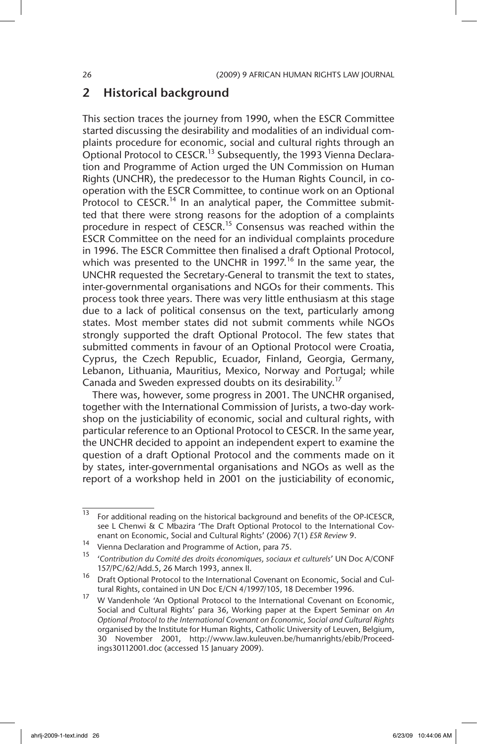## 2 Historical background

This section traces the journey from 1990, when the ESCR Committee started discussing the desirability and modalities of an individual complaints procedure for economic, social and cultural rights through an Optional Protocol to CESCR.[13] Subsequently, the 1993 Vienna Declaration and Programme of Action urged the UN Commission on Human Rights (UNCHR), the predecessor to the Human Rights Council, in co-operation with the ESCR Committee, to continue work on an Optional Protocol to CESCR.[14] In an analytical paper, the Committee submitted that there were strong reasons for the adoption of a complaints procedure in respect of CESCR.[15] Consensus was reached within the ESCR Committee on the need for an individual complaints procedure in 1996. The ESCR Committee then finalised a draft Optional Protocol, which was presented to the UNCHR in 1997.[16] In the same year, the UNCHR requested the Secretary-General to transmit the text to states, inter-governmental organisations and NGOs for their comments. This process took three years. There was very little enthusiasm at this stage due to a lack of political consensus on the text, particularly among states. Most member states did not submit comments while NGOs strongly supported the draft Optional Protocol. The few states that submitted comments in favour of an Optional Protocol were Croatia, Cyprus, the Czech Republic, Ecuador, Finland, Georgia, Germany, Lebanon, Lithuania, Mauritius, Mexico, Norway and Portugal; while Canada and Sweden expressed doubts on its desirability.[17]

There was, however, some progress in 2001. The UNCHR organised, together with the International Commission of Jurists, a two-day workshop on the justiciability of economic, social and cultural rights, with particular reference to an Optional Protocol to CESCR. In the same year, the UNCHR decided to appoint an independent expert to examine the question of a draft Optional Protocol and the comments made on it by states, inter-governmental organisations and NGOs as well as the report of a workshop held in 2001 on the justiciability of economic,

---

[13] For additional reading on the historical background and benefits of the OP-ICESCR, see L Chenwi & C Mbazira 'The Draft Optional Protocol to the International Covenant on Economic, Social and Cultural Rights' (2006) 7(1) *ESR Review* 9.

[14] Vienna Declaration and Programme of Action, para 75.

[15] '*Contribution du Comité des droits économiques, sociaux et culturels*' UN Doc A/CONF 157/PC/62/Add.5, 26 March 1993, annex II.

[16] Draft Optional Protocol to the International Covenant on Economic, Social and Cultural Rights, contained in UN Doc E/CN 4/1997/105, 18 December 1996.

[17] W Vandenhole 'An Optional Protocol to the International Covenant on Economic, Social and Cultural Rights' para 36, Working paper at the Expert Seminar on *An Optional Protocol to the International Covenant on Economic, Social and Cultural Rights* organised by the Institute for Human Rights, Catholic University of Leuven, Belgium, 30 November 2001, http://www.law.kuleuven.be/humanrights/ebib/Proceedings30112001.doc (accessed 15 January 2009).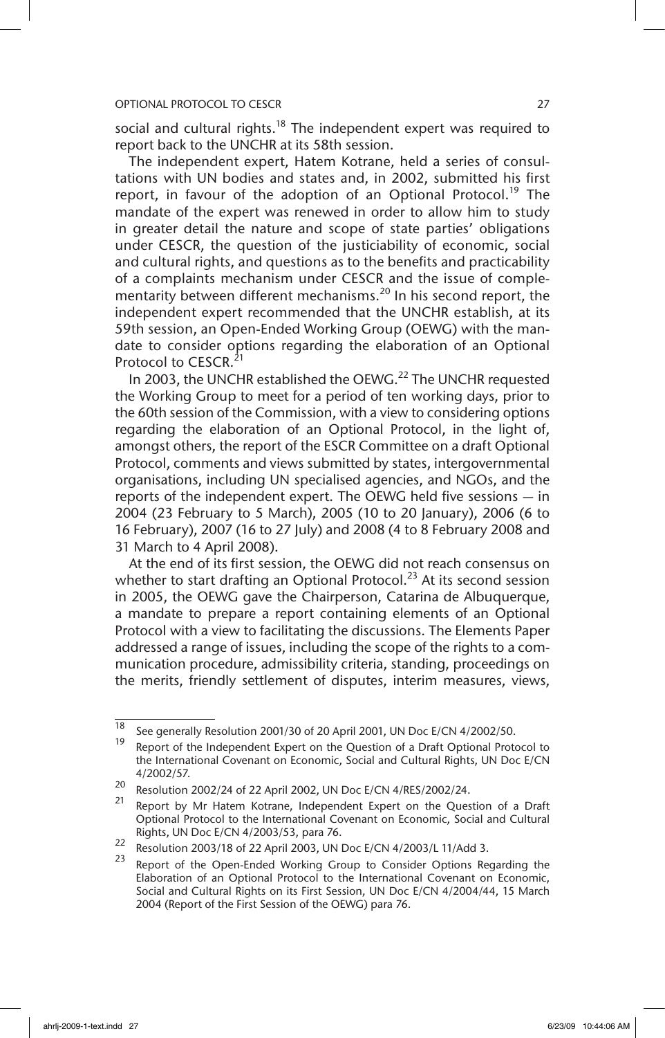social and cultural rights.[18] The independent expert was required to report back to the UNCHR at its 58th session.

The independent expert, Hatem Kotrane, held a series of consultations with UN bodies and states and, in 2002, submitted his first report, in favour of the adoption of an Optional Protocol.[19] The mandate of the expert was renewed in order to allow him to study in greater detail the nature and scope of state parties' obligations under CESCR, the question of the justiciability of economic, social and cultural rights, and questions as to the benefits and practicability of a complaints mechanism under CESCR and the issue of complementarity between different mechanisms.[20] In his second report, the independent expert recommended that the UNCHR establish, at its 59th session, an Open-Ended Working Group (OEWG) with the mandate to consider options regarding the elaboration of an Optional Protocol to CESCR.[21]

In 2003, the UNCHR established the OEWG.[22] The UNCHR requested the Working Group to meet for a period of ten working days, prior to the 60th session of the Commission, with a view to considering options regarding the elaboration of an Optional Protocol, in the light of, amongst others, the report of the ESCR Committee on a draft Optional Protocol, comments and views submitted by states, intergovernmental organisations, including UN specialised agencies, and NGOs, and the reports of the independent expert. The OEWG held five sessions — in 2004 (23 February to 5 March), 2005 (10 to 20 January), 2006 (6 to 16 February), 2007 (16 to 27 July) and 2008 (4 to 8 February 2008 and 31 March to 4 April 2008).

At the end of its first session, the OEWG did not reach consensus on whether to start drafting an Optional Protocol.[23] At its second session in 2005, the OEWG gave the Chairperson, Catarina de Albuquerque, a mandate to prepare a report containing elements of an Optional Protocol with a view to facilitating the discussions. The Elements Paper addressed a range of issues, including the scope of the rights to a communication procedure, admissibility criteria, standing, proceedings on the merits, friendly settlement of disputes, interim measures, views,

---

[18] See generally Resolution 2001/30 of 20 April 2001, UN Doc E/CN 4/2002/50.

[19] Report of the Independent Expert on the Question of a Draft Optional Protocol to the International Covenant on Economic, Social and Cultural Rights, UN Doc E/CN 4/2002/57.

[20] Resolution 2002/24 of 22 April 2002, UN Doc E/CN 4/RES/2002/24.

[21] Report by Mr Hatem Kotrane, Independent Expert on the Question of a Draft Optional Protocol to the International Covenant on Economic, Social and Cultural Rights, UN Doc E/CN 4/2003/53, para 76.

[22] Resolution 2003/18 of 22 April 2003, UN Doc E/CN 4/2003/L 11/Add 3.

[23] Report of the Open-Ended Working Group to Consider Options Regarding the Elaboration of an Optional Protocol to the International Covenant on Economic, Social and Cultural Rights on its First Session, UN Doc E/CN 4/2004/44, 15 March 2004 (Report of the First Session of the OEWG) para 76.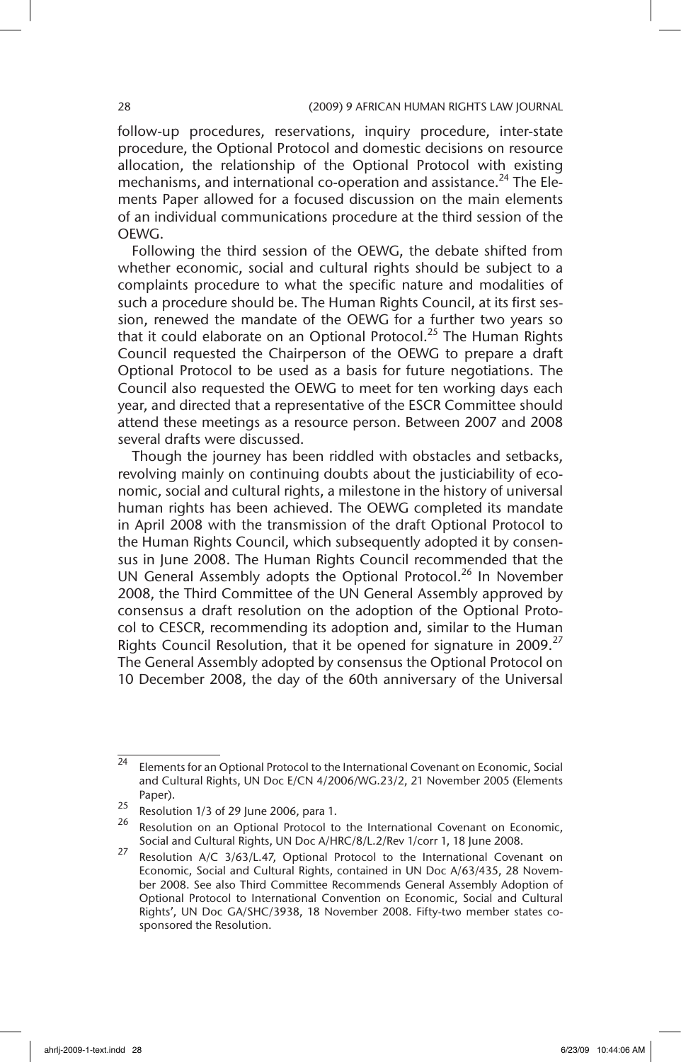follow-up procedures, reservations, inquiry procedure, inter-state procedure, the Optional Protocol and domestic decisions on resource allocation, the relationship of the Optional Protocol with existing mechanisms, and international co-operation and assistance.[24] The Elements Paper allowed for a focused discussion on the main elements of an individual communications procedure at the third session of the OEWG.

Following the third session of the OEWG, the debate shifted from whether economic, social and cultural rights should be subject to a complaints procedure to what the specific nature and modalities of such a procedure should be. The Human Rights Council, at its first session, renewed the mandate of the OEWG for a further two years so that it could elaborate on an Optional Protocol.[25] The Human Rights Council requested the Chairperson of the OEWG to prepare a draft Optional Protocol to be used as a basis for future negotiations. The Council also requested the OEWG to meet for ten working days each year, and directed that a representative of the ESCR Committee should attend these meetings as a resource person. Between 2007 and 2008 several drafts were discussed.

Though the journey has been riddled with obstacles and setbacks, revolving mainly on continuing doubts about the justiciability of economic, social and cultural rights, a milestone in the history of universal human rights has been achieved. The OEWG completed its mandate in April 2008 with the transmission of the draft Optional Protocol to the Human Rights Council, which subsequently adopted it by consensus in June 2008. The Human Rights Council recommended that the UN General Assembly adopts the Optional Protocol.[26] In November 2008, the Third Committee of the UN General Assembly approved by consensus a draft resolution on the adoption of the Optional Protocol to CESCR, recommending its adoption and, similar to the Human Rights Council Resolution, that it be opened for signature in 2009.[27] The General Assembly adopted by consensus the Optional Protocol on 10 December 2008, the day of the 60th anniversary of the Universal

---

[24] Elements for an Optional Protocol to the International Covenant on Economic, Social and Cultural Rights, UN Doc E/CN 4/2006/WG.23/2, 21 November 2005 (Elements Paper).

[25] Resolution 1/3 of 29 June 2006, para 1.

[26] Resolution on an Optional Protocol to the International Covenant on Economic, Social and Cultural Rights, UN Doc A/HRC/8/L.2/Rev 1/corr 1, 18 June 2008.

[27] Resolution A/C 3/63/L.47, Optional Protocol to the International Covenant on Economic, Social and Cultural Rights, contained in UN Doc A/63/435, 28 November 2008. See also Third Committee Recommends General Assembly Adoption of Optional Protocol to International Convention on Economic, Social and Cultural Rights', UN Doc GA/SHC/3938, 18 November 2008. Fifty-two member states co-sponsored the Resolution.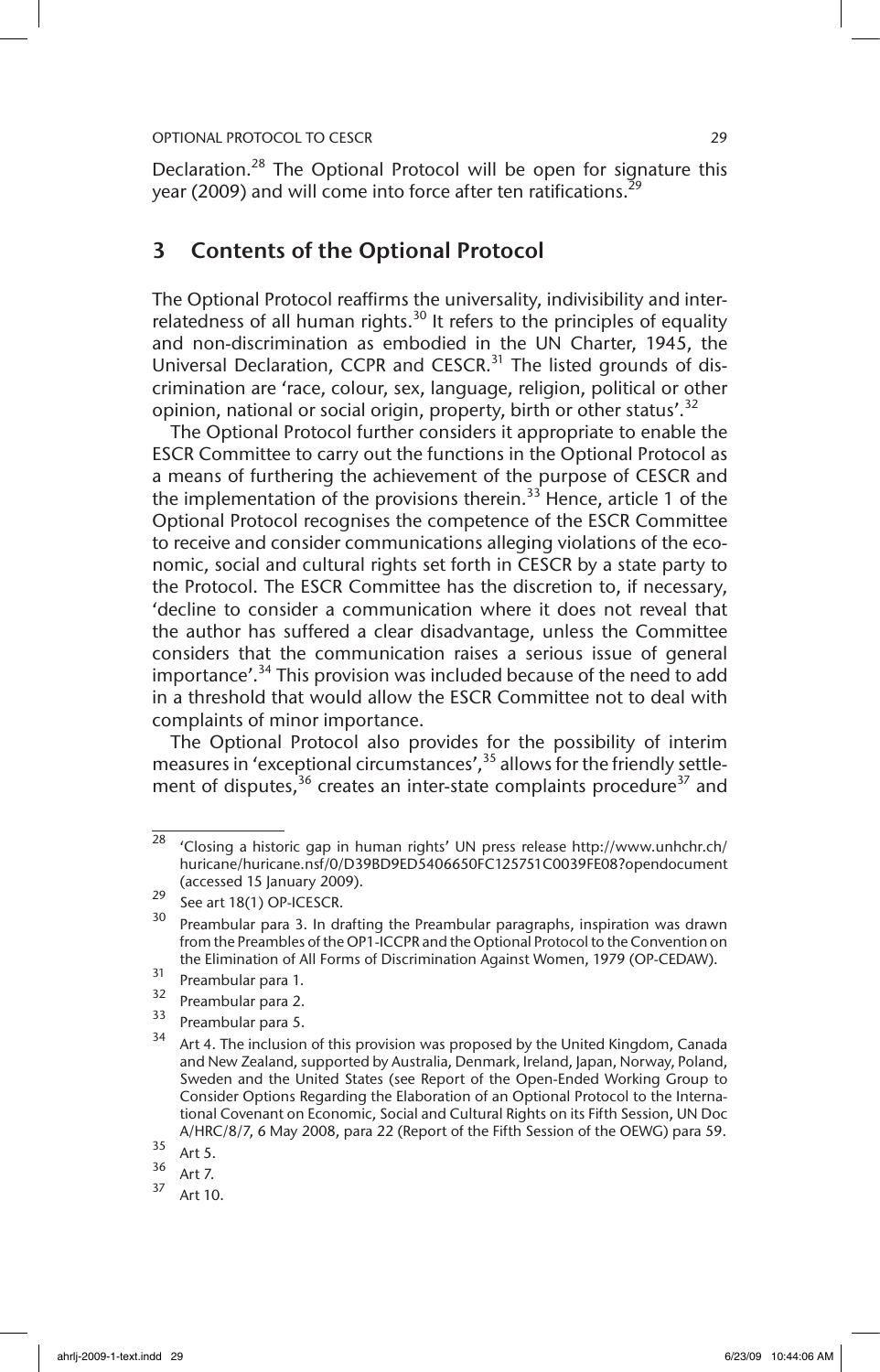Declaration.[28] The Optional Protocol will be open for signature this year (2009) and will come into force after ten ratifications.[29]

## 3 Contents of the Optional Protocol

The Optional Protocol reaffirms the universality, indivisibility and interrelatedness of all human rights.[30] It refers to the principles of equality and non-discrimination as embodied in the UN Charter, 1945, the Universal Declaration, CCPR and CESCR.[31] The listed grounds of discrimination are 'race, colour, sex, language, religion, political or other opinion, national or social origin, property, birth or other status'.[32]

The Optional Protocol further considers it appropriate to enable the ESCR Committee to carry out the functions in the Optional Protocol as a means of furthering the achievement of the purpose of CESCR and the implementation of the provisions therein.[33] Hence, article 1 of the Optional Protocol recognises the competence of the ESCR Committee to receive and consider communications alleging violations of the economic, social and cultural rights set forth in CESCR by a state party to the Protocol. The ESCR Committee has the discretion to, if necessary, 'decline to consider a communication where it does not reveal that the author has suffered a clear disadvantage, unless the Committee considers that the communication raises a serious issue of general importance'.[34] This provision was included because of the need to add in a threshold that would allow the ESCR Committee not to deal with complaints of minor importance.

The Optional Protocol also provides for the possibility of interim measures in 'exceptional circumstances',[35] allows for the friendly settlement of disputes,[36] creates an inter-state complaints procedure[37] and

---

[28] 'Closing a historic gap in human rights' UN press release http://www.unhchr.ch/huricane/huricane.nsf/0/D39BD9ED5406650FC125751C0039FE08?opendocument (accessed 15 January 2009).

[29] See art 18(1) OP-ICESCR.

[30] Preambular para 3. In drafting the Preambular paragraphs, inspiration was drawn from the Preambles of the OP1-ICCPR and the Optional Protocol to the Convention on the Elimination of All Forms of Discrimination Against Women, 1979 (OP-CEDAW).

[31] Preambular para 1.

[32] Preambular para 2.

[33] Preambular para 5.

[34] Art 4. The inclusion of this provision was proposed by the United Kingdom, Canada and New Zealand, supported by Australia, Denmark, Ireland, Japan, Norway, Poland, Sweden and the United States (see Report of the Open-Ended Working Group to Consider Options Regarding the Elaboration of an Optional Protocol to the International Covenant on Economic, Social and Cultural Rights on its Fifth Session, UN Doc A/HRC/8/7, 6 May 2008, para 22 (Report of the Fifth Session of the OEWG) para 59.

[35] Art 5.

[36] Art 7.

[37] Art 10.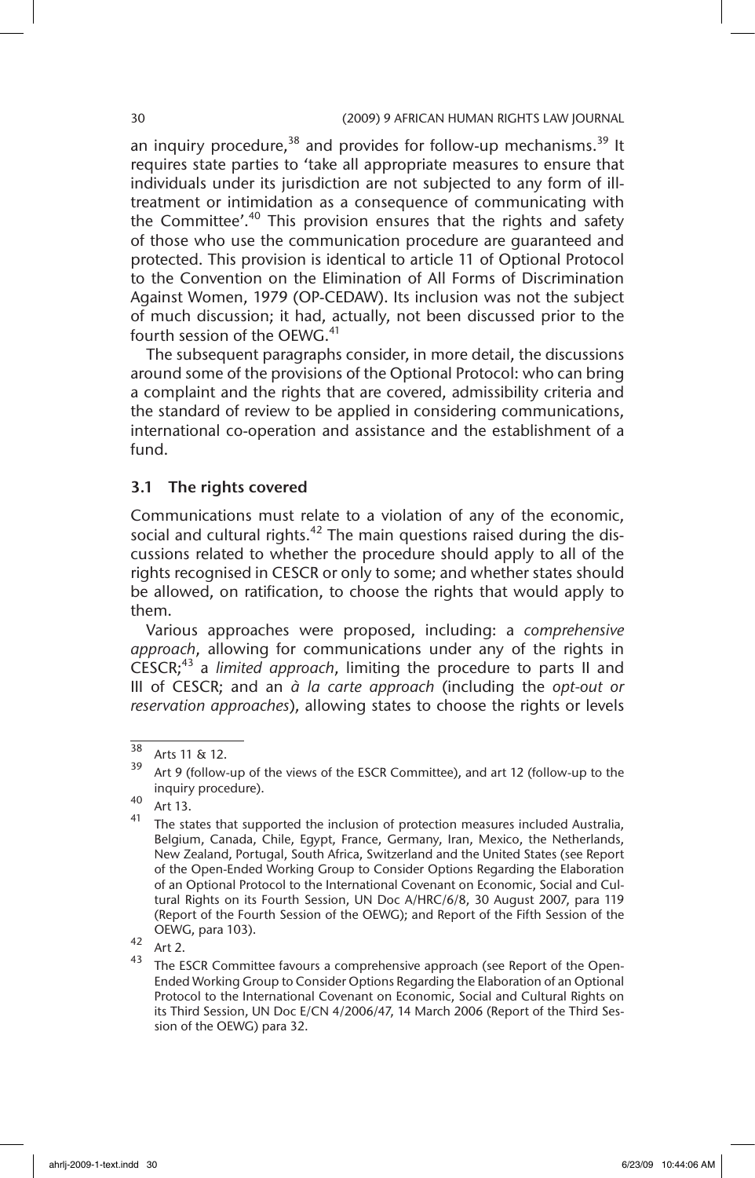an inquiry procedure,[38] and provides for follow-up mechanisms.[39] It requires state parties to 'take all appropriate measures to ensure that individuals under its jurisdiction are not subjected to any form of ill-treatment or intimidation as a consequence of communicating with the Committee'.[40] This provision ensures that the rights and safety of those who use the communication procedure are guaranteed and protected. This provision is identical to article 11 of Optional Protocol to the Convention on the Elimination of All Forms of Discrimination Against Women, 1979 (OP-CEDAW). Its inclusion was not the subject of much discussion; it had, actually, not been discussed prior to the fourth session of the OEWG.[41]

The subsequent paragraphs consider, in more detail, the discussions around some of the provisions of the Optional Protocol: who can bring a complaint and the rights that are covered, admissibility criteria and the standard of review to be applied in considering communications, international co-operation and assistance and the establishment of a fund.

### 3.1 The rights covered

Communications must relate to a violation of any of the economic, social and cultural rights.[42] The main questions raised during the discussions related to whether the procedure should apply to all of the rights recognised in CESCR or only to some; and whether states should be allowed, on ratification, to choose the rights that would apply to them.

Various approaches were proposed, including: a *comprehensive approach*, allowing for communications under any of the rights in CESCR;[43] a *limited approach*, limiting the procedure to parts II and III of CESCR; and an *à la carte approach* (including the *opt-out or reservation approaches*), allowing states to choose the rights or levels

---

38 Arts 11 & 12.

39 Art 9 (follow-up of the views of the ESCR Committee), and art 12 (follow-up to the inquiry procedure).

40 Art 13.

41 The states that supported the inclusion of protection measures included Australia, Belgium, Canada, Chile, Egypt, France, Germany, Iran, Mexico, the Netherlands, New Zealand, Portugal, South Africa, Switzerland and the United States (see Report of the Open-Ended Working Group to Consider Options Regarding the Elaboration of an Optional Protocol to the International Covenant on Economic, Social and Cultural Rights on its Fourth Session, UN Doc A/HRC/6/8, 30 August 2007, para 119 (Report of the Fourth Session of the OEWG); and Report of the Fifth Session of the OEWG, para 103).

42 Art 2.

43 The ESCR Committee favours a comprehensive approach (see Report of the Open-Ended Working Group to Consider Options Regarding the Elaboration of an Optional Protocol to the International Covenant on Economic, Social and Cultural Rights on its Third Session, UN Doc E/CN 4/2006/47, 14 March 2006 (Report of the Third Session of the OEWG) para 32.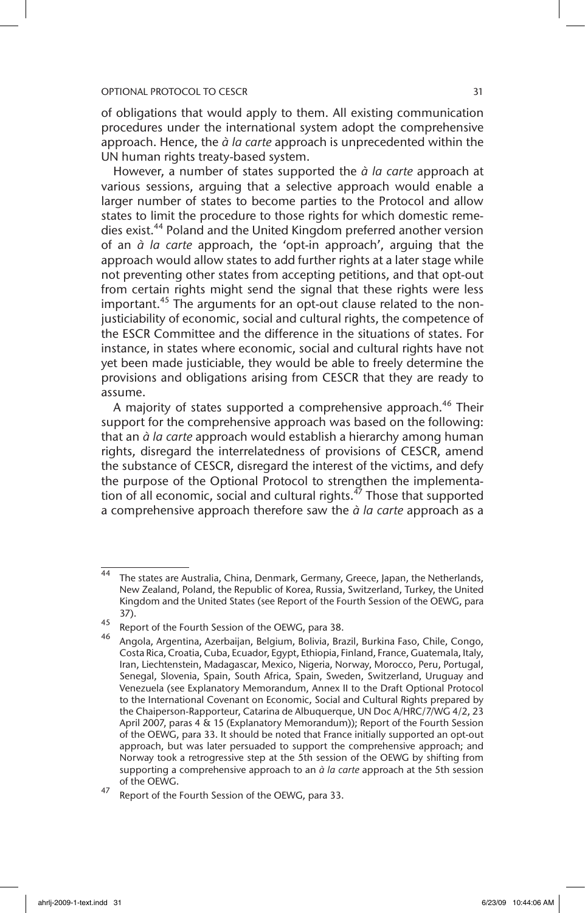of obligations that would apply to them. All existing communication procedures under the international system adopt the comprehensive approach. Hence, the *à la carte* approach is unprecedented within the UN human rights treaty-based system.

However, a number of states supported the *à la carte* approach at various sessions, arguing that a selective approach would enable a larger number of states to become parties to the Protocol and allow states to limit the procedure to those rights for which domestic remedies exist.[44] Poland and the United Kingdom preferred another version of an *à la carte* approach, the 'opt-in approach', arguing that the approach would allow states to add further rights at a later stage while not preventing other states from accepting petitions, and that opt-out from certain rights might send the signal that these rights were less important.[45] The arguments for an opt-out clause related to the non-justiciability of economic, social and cultural rights, the competence of the ESCR Committee and the difference in the situations of states. For instance, in states where economic, social and cultural rights have not yet been made justiciable, they would be able to freely determine the provisions and obligations arising from CESCR that they are ready to assume.

A majority of states supported a comprehensive approach.[46] Their support for the comprehensive approach was based on the following: that an *à la carte* approach would establish a hierarchy among human rights, disregard the interrelatedness of provisions of CESCR, amend the substance of CESCR, disregard the interest of the victims, and defy the purpose of the Optional Protocol to strengthen the implementation of all economic, social and cultural rights.[47] Those that supported a comprehensive approach therefore saw the *à la carte* approach as a

---

[44] The states are Australia, China, Denmark, Germany, Greece, Japan, the Netherlands, New Zealand, Poland, the Republic of Korea, Russia, Switzerland, Turkey, the United Kingdom and the United States (see Report of the Fourth Session of the OEWG, para 37).

[45] Report of the Fourth Session of the OEWG, para 38.

[46] Angola, Argentina, Azerbaijan, Belgium, Bolivia, Brazil, Burkina Faso, Chile, Congo, Costa Rica, Croatia, Cuba, Ecuador, Egypt, Ethiopia, Finland, France, Guatemala, Italy, Iran, Liechtenstein, Madagascar, Mexico, Nigeria, Norway, Morocco, Peru, Portugal, Senegal, Slovenia, Spain, South Africa, Spain, Sweden, Switzerland, Uruguay and Venezuela (see Explanatory Memorandum, Annex II to the Draft Optional Protocol to the International Covenant on Economic, Social and Cultural Rights prepared by the Chaiperson-Rapporteur, Catarina de Albuquerque, UN Doc A/HRC/7/WG 4/2, 23 April 2007, paras 4 & 15 (Explanatory Memorandum)); Report of the Fourth Session of the OEWG, para 33. It should be noted that France initially supported an opt-out approach, but was later persuaded to support the comprehensive approach; and Norway took a retrogressive step at the 5th session of the OEWG by shifting from supporting a comprehensive approach to an *à la carte* approach at the 5th session of the OEWG.

[47] Report of the Fourth Session of the OEWG, para 33.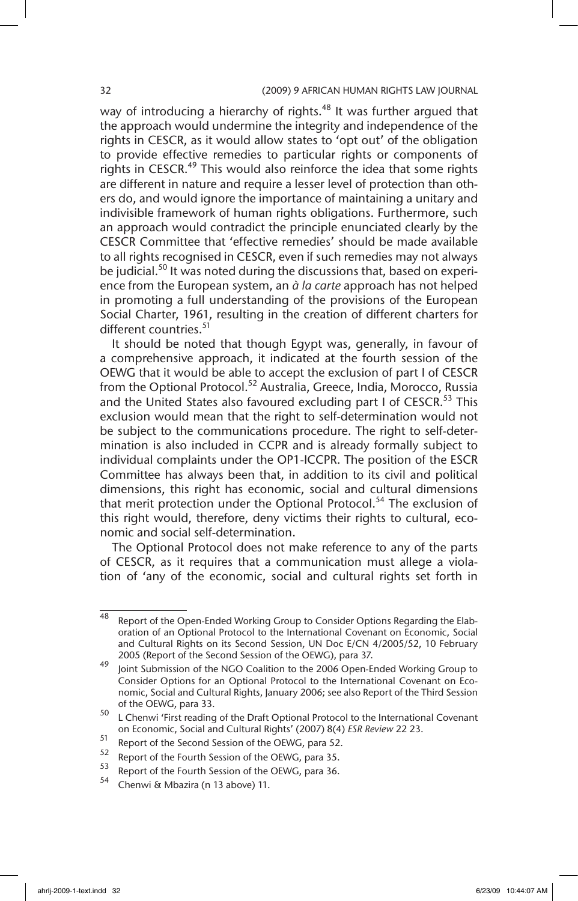way of introducing a hierarchy of rights.[48] It was further argued that the approach would undermine the integrity and independence of the rights in CESCR, as it would allow states to 'opt out' of the obligation to provide effective remedies to particular rights or components of rights in CESCR.[49] This would also reinforce the idea that some rights are different in nature and require a lesser level of protection than others do, and would ignore the importance of maintaining a unitary and indivisible framework of human rights obligations. Furthermore, such an approach would contradict the principle enunciated clearly by the CESCR Committee that 'effective remedies' should be made available to all rights recognised in CESCR, even if such remedies may not always be judicial.[50] It was noted during the discussions that, based on experience from the European system, an *à la carte* approach has not helped in promoting a full understanding of the provisions of the European Social Charter, 1961, resulting in the creation of different charters for different countries.[51]

It should be noted that though Egypt was, generally, in favour of a comprehensive approach, it indicated at the fourth session of the OEWG that it would be able to accept the exclusion of part I of CESCR from the Optional Protocol.[52] Australia, Greece, India, Morocco, Russia and the United States also favoured excluding part I of CESCR.[53] This exclusion would mean that the right to self-determination would not be subject to the communications procedure. The right to self-determination is also included in CCPR and is already formally subject to individual complaints under the OP1-ICCPR. The position of the ESCR Committee has always been that, in addition to its civil and political dimensions, this right has economic, social and cultural dimensions that merit protection under the Optional Protocol.[54] The exclusion of this right would, therefore, deny victims their rights to cultural, economic and social self-determination.

The Optional Protocol does not make reference to any of the parts of CESCR, as it requires that a communication must allege a violation of 'any of the economic, social and cultural rights set forth in

---

48 Report of the Open-Ended Working Group to Consider Options Regarding the Elaboration of an Optional Protocol to the International Covenant on Economic, Social and Cultural Rights on its Second Session, UN Doc E/CN 4/2005/52, 10 February 2005 (Report of the Second Session of the OEWG), para 37.

49 Joint Submission of the NGO Coalition to the 2006 Open-Ended Working Group to Consider Options for an Optional Protocol to the International Covenant on Economic, Social and Cultural Rights, January 2006; see also Report of the Third Session of the OEWG, para 33.

50 L Chenwi 'First reading of the Draft Optional Protocol to the International Covenant on Economic, Social and Cultural Rights' (2007) 8(4) *ESR Review* 22 23.

51 Report of the Second Session of the OEWG, para 52.

52 Report of the Fourth Session of the OEWG, para 35.

53 Report of the Fourth Session of the OEWG, para 36.

54 Chenwi & Mbazira (n 13 above) 11.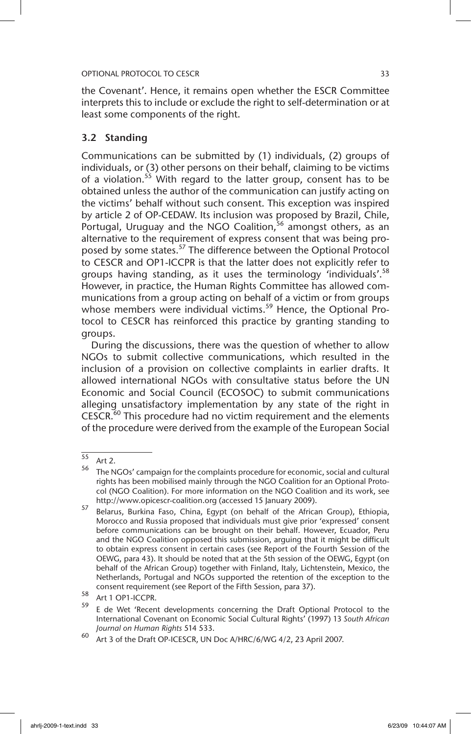the Covenant'. Hence, it remains open whether the ESCR Committee interprets this to include or exclude the right to self-determination or at least some components of the right.

### 3.2 Standing

Communications can be submitted by (1) individuals, (2) groups of individuals, or (3) other persons on their behalf, claiming to be victims of a violation.[55] With regard to the latter group, consent has to be obtained unless the author of the communication can justify acting on the victims' behalf without such consent. This exception was inspired by article 2 of OP-CEDAW. Its inclusion was proposed by Brazil, Chile, Portugal, Uruguay and the NGO Coalition,[56] amongst others, as an alternative to the requirement of express consent that was being proposed by some states.[57] The difference between the Optional Protocol to CESCR and OP1-ICCPR is that the latter does not explicitly refer to groups having standing, as it uses the terminology 'individuals'.[58] However, in practice, the Human Rights Committee has allowed communications from a group acting on behalf of a victim or from groups whose members were individual victims.[59] Hence, the Optional Protocol to CESCR has reinforced this practice by granting standing to groups.

During the discussions, there was the question of whether to allow NGOs to submit collective communications, which resulted in the inclusion of a provision on collective complaints in earlier drafts. It allowed international NGOs with consultative status before the UN Economic and Social Council (ECOSOC) to submit communications alleging unsatisfactory implementation by any state of the right in CESCR.[60] This procedure had no victim requirement and the elements of the procedure were derived from the example of the European Social

---

[55] Art 2.

[56] The NGOs' campaign for the complaints procedure for economic, social and cultural rights has been mobilised mainly through the NGO Coalition for an Optional Protocol (NGO Coalition). For more information on the NGO Coalition and its work, see http://www.opicescr-coalition.org (accessed 15 January 2009).

[57] Belarus, Burkina Faso, China, Egypt (on behalf of the African Group), Ethiopia, Morocco and Russia proposed that individuals must give prior 'expressed' consent before communications can be brought on their behalf. However, Ecuador, Peru and the NGO Coalition opposed this submission, arguing that it might be difficult to obtain express consent in certain cases (see Report of the Fourth Session of the OEWG, para 43). It should be noted that at the 5th session of the OEWG, Egypt (on behalf of the African Group) together with Finland, Italy, Lichtenstein, Mexico, the Netherlands, Portugal and NGOs supported the retention of the exception to the consent requirement (see Report of the Fifth Session, para 37).

[58] Art 1 OP1-ICCPR.

[59] E de Wet 'Recent developments concerning the Draft Optional Protocol to the International Covenant on Economic Social Cultural Rights' (1997) 13 *South African Journal on Human Rights* 514 533.

[60] Art 3 of the Draft OP-ICESCR, UN Doc A/HRC/6/WG 4/2, 23 April 2007.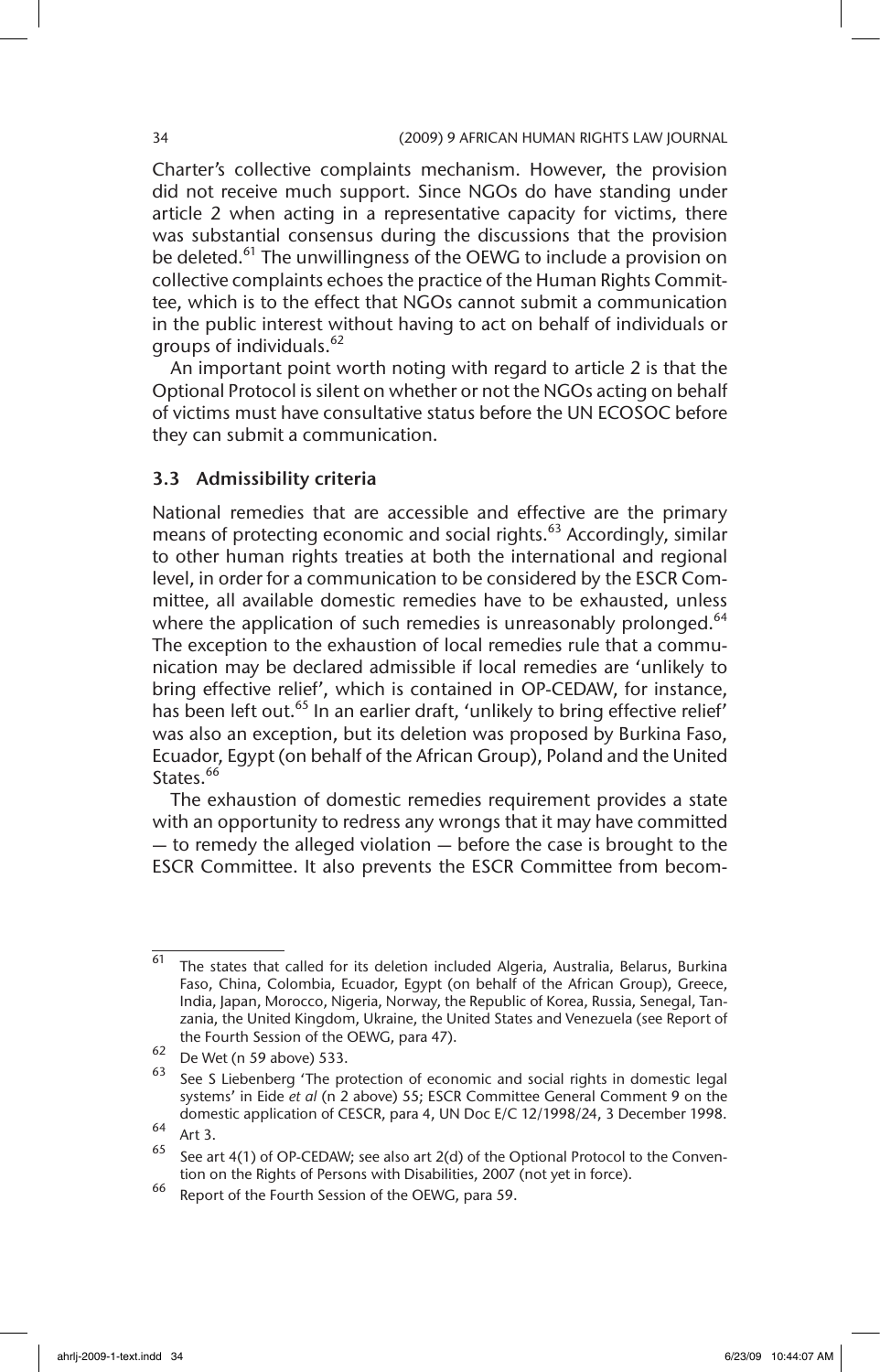Charter's collective complaints mechanism. However, the provision did not receive much support. Since NGOs do have standing under article 2 when acting in a representative capacity for victims, there was substantial consensus during the discussions that the provision be deleted.[61] The unwillingness of the OEWG to include a provision on collective complaints echoes the practice of the Human Rights Committee, which is to the effect that NGOs cannot submit a communication in the public interest without having to act on behalf of individuals or groups of individuals.[62]

An important point worth noting with regard to article 2 is that the Optional Protocol is silent on whether or not the NGOs acting on behalf of victims must have consultative status before the UN ECOSOC before they can submit a communication.

### 3.3 Admissibility criteria

National remedies that are accessible and effective are the primary means of protecting economic and social rights.[63] Accordingly, similar to other human rights treaties at both the international and regional level, in order for a communication to be considered by the ESCR Committee, all available domestic remedies have to be exhausted, unless where the application of such remedies is unreasonably prolonged.[64] The exception to the exhaustion of local remedies rule that a communication may be declared admissible if local remedies are 'unlikely to bring effective relief', which is contained in OP-CEDAW, for instance, has been left out.[65] In an earlier draft, 'unlikely to bring effective relief' was also an exception, but its deletion was proposed by Burkina Faso, Ecuador, Egypt (on behalf of the African Group), Poland and the United States.[66]

The exhaustion of domestic remedies requirement provides a state with an opportunity to redress any wrongs that it may have committed — to remedy the alleged violation — before the case is brought to the ESCR Committee. It also prevents the ESCR Committee from becom-

---

[61] The states that called for its deletion included Algeria, Australia, Belarus, Burkina Faso, China, Colombia, Ecuador, Egypt (on behalf of the African Group), Greece, India, Japan, Morocco, Nigeria, Norway, the Republic of Korea, Russia, Senegal, Tanzania, the United Kingdom, Ukraine, the United States and Venezuela (see Report of the Fourth Session of the OEWG, para 47).

[62] De Wet (n 59 above) 533.

[63] See S Liebenberg 'The protection of economic and social rights in domestic legal systems' in Eide *et al* (n 2 above) 55; ESCR Committee General Comment 9 on the domestic application of CESCR, para 4, UN Doc E/C 12/1998/24, 3 December 1998.

[64] Art 3.

[65] See art 4(1) of OP-CEDAW; see also art 2(d) of the Optional Protocol to the Convention on the Rights of Persons with Disabilities, 2007 (not yet in force).

[66] Report of the Fourth Session of the OEWG, para 59.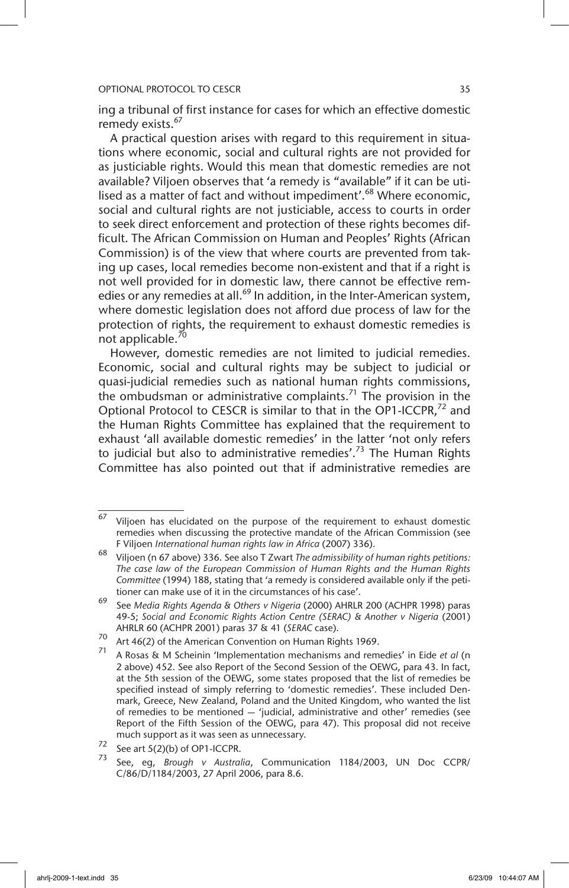ing a tribunal of first instance for cases for which an effective domestic remedy exists.[67]

A practical question arises with regard to this requirement in situations where economic, social and cultural rights are not provided for as justiciable rights. Would this mean that domestic remedies are not available? Viljoen observes that 'a remedy is "available" if it can be utilised as a matter of fact and without impediment'.[68] Where economic, social and cultural rights are not justiciable, access to courts in order to seek direct enforcement and protection of these rights becomes difficult. The African Commission on Human and Peoples' Rights (African Commission) is of the view that where courts are prevented from taking up cases, local remedies become non-existent and that if a right is not well provided for in domestic law, there cannot be effective remedies or any remedies at all.[69] In addition, in the Inter-American system, where domestic legislation does not afford due process of law for the protection of rights, the requirement to exhaust domestic remedies is not applicable.[70]

However, domestic remedies are not limited to judicial remedies. Economic, social and cultural rights may be subject to judicial or quasi-judicial remedies such as national human rights commissions, the ombudsman or administrative complaints.[71] The provision in the Optional Protocol to CESCR is similar to that in the OP1-ICCPR,[72] and the Human Rights Committee has explained that the requirement to exhaust 'all available domestic remedies' in the latter 'not only refers to judicial but also to administrative remedies'.[73] The Human Rights Committee has also pointed out that if administrative remedies are

---

67 Viljoen has elucidated on the purpose of the requirement to exhaust domestic remedies when discussing the protective mandate of the African Commission (see F Viljoen *International human rights law in Africa* (2007) 336).

68 Viljoen (n 67 above) 336. See also T Zwart *The admissibility of human rights petitions: The case law of the European Commission of Human Rights and the Human Rights Committee* (1994) 188, stating that 'a remedy is considered available only if the petitioner can make use of it in the circumstances of his case'.

69 See *Media Rights Agenda & Others v Nigeria* (2000) AHRLR 200 (ACHPR 1998) paras 49-5; *Social and Economic Rights Action Centre (SERAC) & Another v Nigeria* (2001) AHRLR 60 (ACHPR 2001) paras 37 & 41 (*SERAC* case).

70 Art 46(2) of the American Convention on Human Rights 1969.

71 A Rosas & M Scheinin 'Implementation mechanisms and remedies' in Eide *et al* (n 2 above) 452. See also Report of the Second Session of the OEWG, para 43. In fact, at the 5th session of the OEWG, some states proposed that the list of remedies be specified instead of simply referring to 'domestic remedies'. These included Denmark, Greece, New Zealand, Poland and the United Kingdom, who wanted the list of remedies to be mentioned — 'judicial, administrative and other' remedies (see Report of the Fifth Session of the OEWG, para 47). This proposal did not receive much support as it was seen as unnecessary.

72 See art 5(2)(b) of OP1-ICCPR.

73 See, eg, *Brough v Australia*, Communication 1184/2003, UN Doc CCPR/C/86/D/1184/2003, 27 April 2006, para 8.6.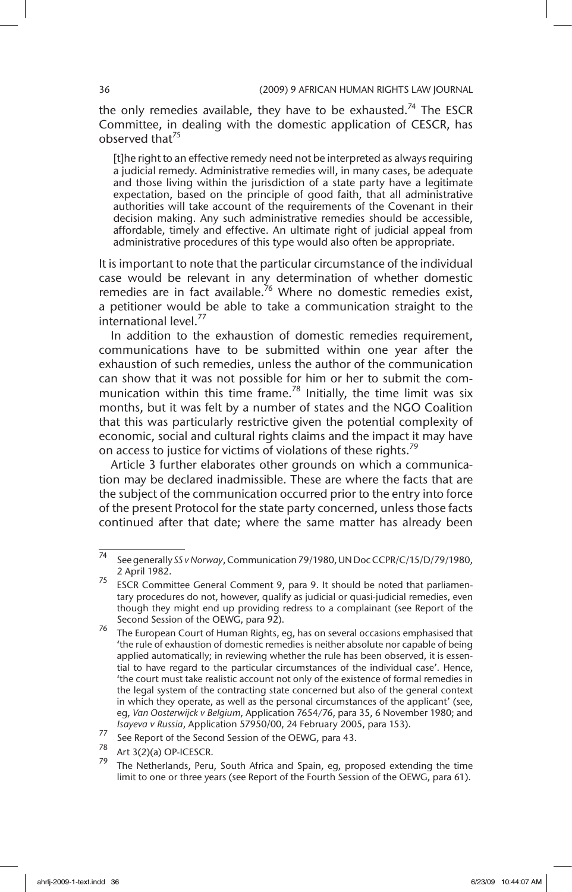the only remedies available, they have to be exhausted.[74] The ESCR Committee, in dealing with the domestic application of CESCR, has observed that[75]

> [t]he right to an effective remedy need not be interpreted as always requiring a judicial remedy. Administrative remedies will, in many cases, be adequate and those living within the jurisdiction of a state party have a legitimate expectation, based on the principle of good faith, that all administrative authorities will take account of the requirements of the Covenant in their decision making. Any such administrative remedies should be accessible, affordable, timely and effective. An ultimate right of judicial appeal from administrative procedures of this type would also often be appropriate.

It is important to note that the particular circumstance of the individual case would be relevant in any determination of whether domestic remedies are in fact available.[76] Where no domestic remedies exist, a petitioner would be able to take a communication straight to the international level.[77]

In addition to the exhaustion of domestic remedies requirement, communications have to be submitted within one year after the exhaustion of such remedies, unless the author of the communication can show that it was not possible for him or her to submit the communication within this time frame.[78] Initially, the time limit was six months, but it was felt by a number of states and the NGO Coalition that this was particularly restrictive given the potential complexity of economic, social and cultural rights claims and the impact it may have on access to justice for victims of violations of these rights.[79]

Article 3 further elaborates other grounds on which a communication may be declared inadmissible. These are where the facts that are the subject of the communication occurred prior to the entry into force of the present Protocol for the state party concerned, unless those facts continued after that date; where the same matter has already been

---

[74] See generally *SS v Norway*, Communication 79/1980, UN Doc CCPR/C/15/D/79/1980, 2 April 1982.

[75] ESCR Committee General Comment 9, para 9. It should be noted that parliamentary procedures do not, however, qualify as judicial or quasi-judicial remedies, even though they might end up providing redress to a complainant (see Report of the Second Session of the OEWG, para 92).

[76] The European Court of Human Rights, eg, has on several occasions emphasised that 'the rule of exhaustion of domestic remedies is neither absolute nor capable of being applied automatically; in reviewing whether the rule has been observed, it is essential to have regard to the particular circumstances of the individual case'. Hence, 'the court must take realistic account not only of the existence of formal remedies in the legal system of the contracting state concerned but also of the general context in which they operate, as well as the personal circumstances of the applicant' (see, eg, *Van Oosterwijck v Belgium*, Application 7654/76, para 35, 6 November 1980; and *Isayeva v Russia*, Application 57950/00, 24 February 2005, para 153).

[77] See Report of the Second Session of the OEWG, para 43.

[78] Art 3(2)(a) OP-ICESCR.

[79] The Netherlands, Peru, South Africa and Spain, eg, proposed extending the time limit to one or three years (see Report of the Fourth Session of the OEWG, para 61).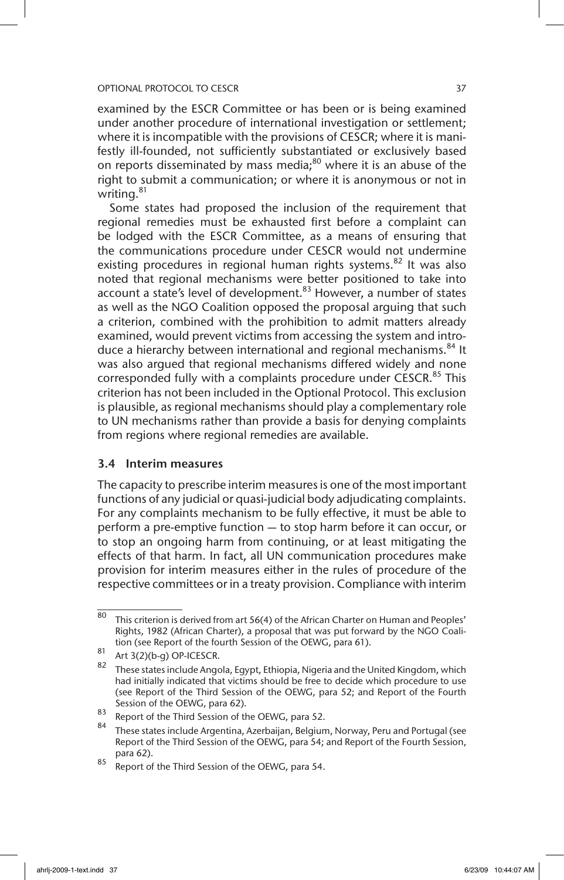examined by the ESCR Committee or has been or is being examined under another procedure of international investigation or settlement; where it is incompatible with the provisions of CESCR; where it is manifestly ill-founded, not sufficiently substantiated or exclusively based on reports disseminated by mass media;[80] where it is an abuse of the right to submit a communication; or where it is anonymous or not in writing.[81]

Some states had proposed the inclusion of the requirement that regional remedies must be exhausted first before a complaint can be lodged with the ESCR Committee, as a means of ensuring that the communications procedure under CESCR would not undermine existing procedures in regional human rights systems.[82] It was also noted that regional mechanisms were better positioned to take into account a state's level of development.[83] However, a number of states as well as the NGO Coalition opposed the proposal arguing that such a criterion, combined with the prohibition to admit matters already examined, would prevent victims from accessing the system and introduce a hierarchy between international and regional mechanisms.[84] It was also argued that regional mechanisms differed widely and none corresponded fully with a complaints procedure under CESCR.[85] This criterion has not been included in the Optional Protocol. This exclusion is plausible, as regional mechanisms should play a complementary role to UN mechanisms rather than provide a basis for denying complaints from regions where regional remedies are available.

### 3.4 Interim measures

The capacity to prescribe interim measures is one of the most important functions of any judicial or quasi-judicial body adjudicating complaints. For any complaints mechanism to be fully effective, it must be able to perform a pre-emptive function — to stop harm before it can occur, or to stop an ongoing harm from continuing, or at least mitigating the effects of that harm. In fact, all UN communication procedures make provision for interim measures either in the rules of procedure of the respective committees or in a treaty provision. Compliance with interim

---

80 This criterion is derived from art 56(4) of the African Charter on Human and Peoples' Rights, 1982 (African Charter), a proposal that was put forward by the NGO Coalition (see Report of the fourth Session of the OEWG, para 61).

81 Art 3(2)(b-g) OP-ICESCR.

82 These states include Angola, Egypt, Ethiopia, Nigeria and the United Kingdom, which had initially indicated that victims should be free to decide which procedure to use (see Report of the Third Session of the OEWG, para 52; and Report of the Fourth Session of the OEWG, para 62).

83 Report of the Third Session of the OEWG, para 52.

84 These states include Argentina, Azerbaijan, Belgium, Norway, Peru and Portugal (see Report of the Third Session of the OEWG, para 54; and Report of the Fourth Session, para 62).

85 Report of the Third Session of the OEWG, para 54.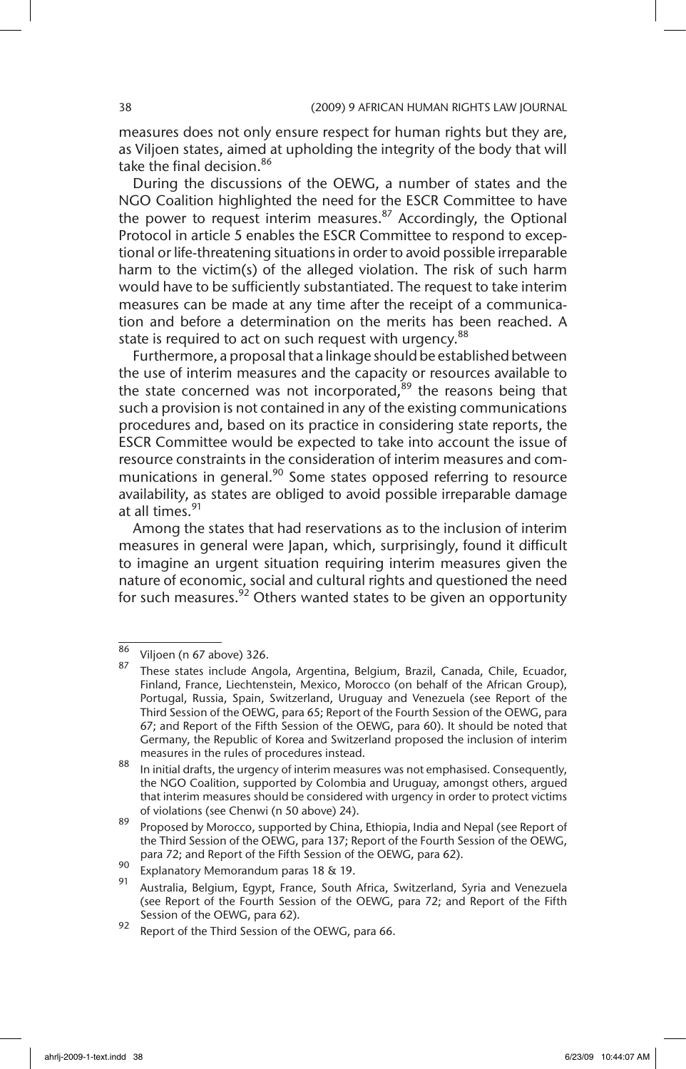measures does not only ensure respect for human rights but they are, as Viljoen states, aimed at upholding the integrity of the body that will take the final decision.[86]

During the discussions of the OEWG, a number of states and the NGO Coalition highlighted the need for the ESCR Committee to have the power to request interim measures.[87] Accordingly, the Optional Protocol in article 5 enables the ESCR Committee to respond to exceptional or life-threatening situations in order to avoid possible irreparable harm to the victim(s) of the alleged violation. The risk of such harm would have to be sufficiently substantiated. The request to take interim measures can be made at any time after the receipt of a communication and before a determination on the merits has been reached. A state is required to act on such request with urgency.[88]

Furthermore, a proposal that a linkage should be established between the use of interim measures and the capacity or resources available to the state concerned was not incorporated,[89] the reasons being that such a provision is not contained in any of the existing communications procedures and, based on its practice in considering state reports, the ESCR Committee would be expected to take into account the issue of resource constraints in the consideration of interim measures and communications in general.[90] Some states opposed referring to resource availability, as states are obliged to avoid possible irreparable damage at all times.[91]

Among the states that had reservations as to the inclusion of interim measures in general were Japan, which, surprisingly, found it difficult to imagine an urgent situation requiring interim measures given the nature of economic, social and cultural rights and questioned the need for such measures.[92] Others wanted states to be given an opportunity

---

86 Viljoen (n 67 above) 326.

87 These states include Angola, Argentina, Belgium, Brazil, Canada, Chile, Ecuador, Finland, France, Liechtenstein, Mexico, Morocco (on behalf of the African Group), Portugal, Russia, Spain, Switzerland, Uruguay and Venezuela (see Report of the Third Session of the OEWG, para 65; Report of the Fourth Session of the OEWG, para 67; and Report of the Fifth Session of the OEWG, para 60). It should be noted that Germany, the Republic of Korea and Switzerland proposed the inclusion of interim measures in the rules of procedures instead.

88 In initial drafts, the urgency of interim measures was not emphasised. Consequently, the NGO Coalition, supported by Colombia and Uruguay, amongst others, argued that interim measures should be considered with urgency in order to protect victims of violations (see Chenwi (n 50 above) 24).

89 Proposed by Morocco, supported by China, Ethiopia, India and Nepal (see Report of the Third Session of the OEWG, para 137; Report of the Fourth Session of the OEWG, para 72; and Report of the Fifth Session of the OEWG, para 62).

90 Explanatory Memorandum paras 18 & 19.

91 Australia, Belgium, Egypt, France, South Africa, Switzerland, Syria and Venezuela (see Report of the Fourth Session of the OEWG, para 72; and Report of the Fifth Session of the OEWG, para 62).

92 Report of the Third Session of the OEWG, para 66.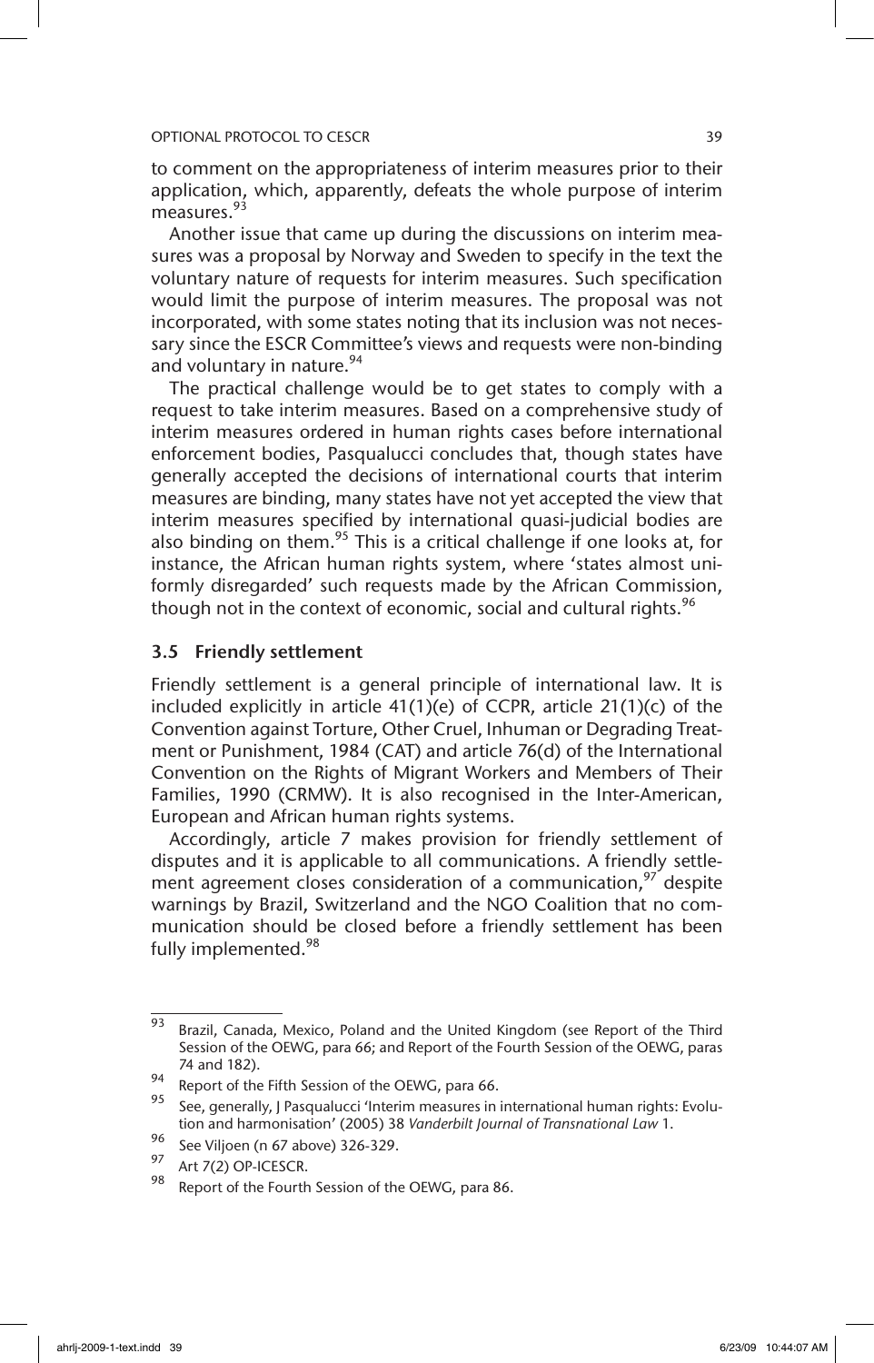to comment on the appropriateness of interim measures prior to their application, which, apparently, defeats the whole purpose of interim measures.[93]

Another issue that came up during the discussions on interim measures was a proposal by Norway and Sweden to specify in the text the voluntary nature of requests for interim measures. Such specification would limit the purpose of interim measures. The proposal was not incorporated, with some states noting that its inclusion was not necessary since the ESCR Committee's views and requests were non-binding and voluntary in nature.[94]

The practical challenge would be to get states to comply with a request to take interim measures. Based on a comprehensive study of interim measures ordered in human rights cases before international enforcement bodies, Pasqualucci concludes that, though states have generally accepted the decisions of international courts that interim measures are binding, many states have not yet accepted the view that interim measures specified by international quasi-judicial bodies are also binding on them.[95] This is a critical challenge if one looks at, for instance, the African human rights system, where 'states almost uniformly disregarded' such requests made by the African Commission, though not in the context of economic, social and cultural rights.[96]

### 3.5 Friendly settlement

Friendly settlement is a general principle of international law. It is included explicitly in article 41(1)(e) of CCPR, article 21(1)(c) of the Convention against Torture, Other Cruel, Inhuman or Degrading Treatment or Punishment, 1984 (CAT) and article 76(d) of the International Convention on the Rights of Migrant Workers and Members of Their Families, 1990 (CRMW). It is also recognised in the Inter-American, European and African human rights systems.

Accordingly, article 7 makes provision for friendly settlement of disputes and it is applicable to all communications. A friendly settlement agreement closes consideration of a communication,[97] despite warnings by Brazil, Switzerland and the NGO Coalition that no communication should be closed before a friendly settlement has been fully implemented.[98]

---

[93] Brazil, Canada, Mexico, Poland and the United Kingdom (see Report of the Third Session of the OEWG, para 66; and Report of the Fourth Session of the OEWG, paras 74 and 182).

[94] Report of the Fifth Session of the OEWG, para 66.

[95] See, generally, J Pasqualucci 'Interim measures in international human rights: Evolution and harmonisation' (2005) 38 *Vanderbilt Journal of Transnational Law* 1.

[96] See Viljoen (n 67 above) 326-329.

[97] Art 7(2) OP-ICESCR.

[98] Report of the Fourth Session of the OEWG, para 86.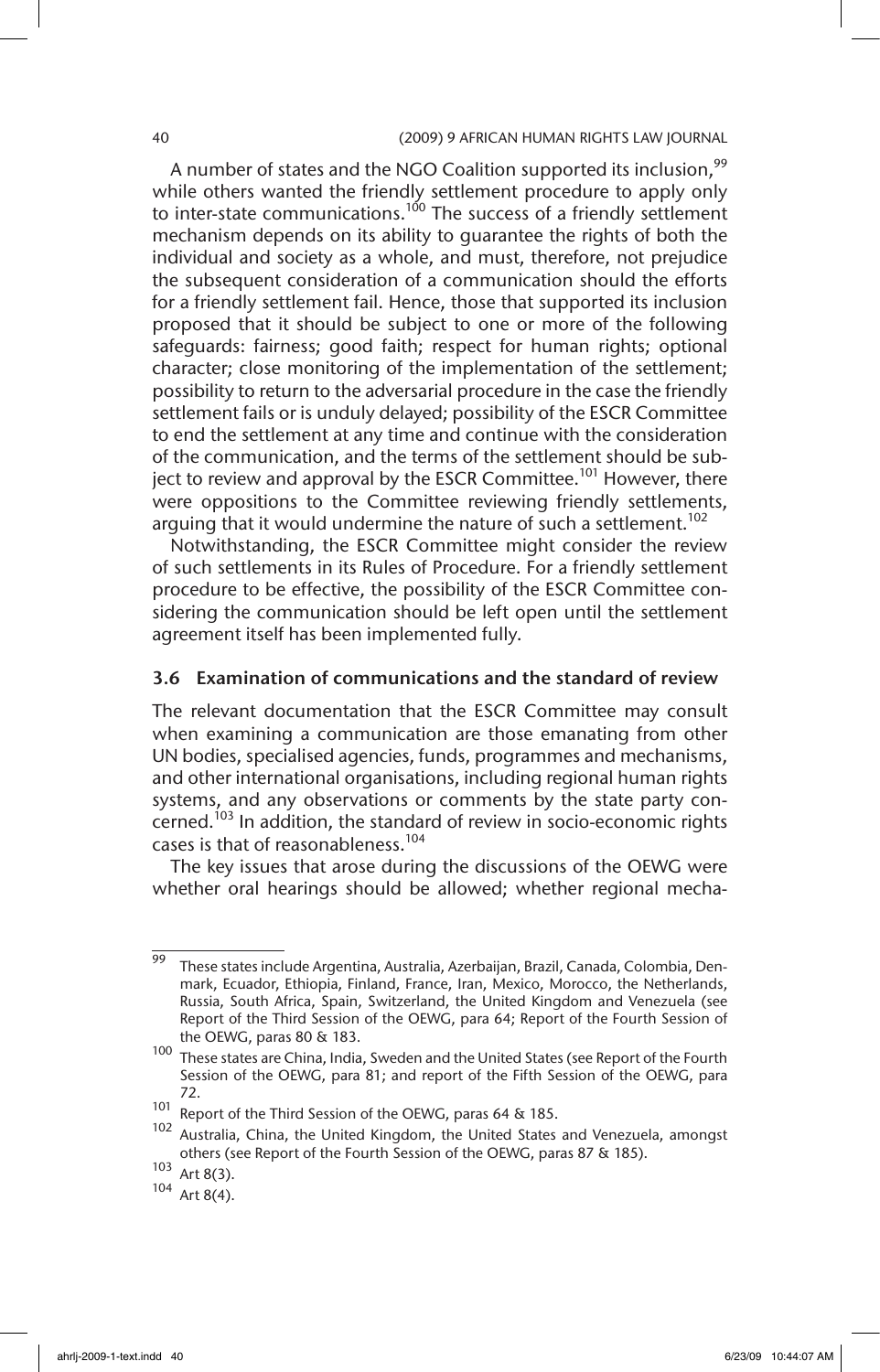A number of states and the NGO Coalition supported its inclusion,[99] while others wanted the friendly settlement procedure to apply only to inter-state communications.[100] The success of a friendly settlement mechanism depends on its ability to guarantee the rights of both the individual and society as a whole, and must, therefore, not prejudice the subsequent consideration of a communication should the efforts for a friendly settlement fail. Hence, those that supported its inclusion proposed that it should be subject to one or more of the following safeguards: fairness; good faith; respect for human rights; optional character; close monitoring of the implementation of the settlement; possibility to return to the adversarial procedure in the case the friendly settlement fails or is unduly delayed; possibility of the ESCR Committee to end the settlement at any time and continue with the consideration of the communication, and the terms of the settlement should be subject to review and approval by the ESCR Committee.[101] However, there were oppositions to the Committee reviewing friendly settlements, arguing that it would undermine the nature of such a settlement.[102]

Notwithstanding, the ESCR Committee might consider the review of such settlements in its Rules of Procedure. For a friendly settlement procedure to be effective, the possibility of the ESCR Committee considering the communication should be left open until the settlement agreement itself has been implemented fully.

### 3.6 Examination of communications and the standard of review

The relevant documentation that the ESCR Committee may consult when examining a communication are those emanating from other UN bodies, specialised agencies, funds, programmes and mechanisms, and other international organisations, including regional human rights systems, and any observations or comments by the state party concerned.[103] In addition, the standard of review in socio-economic rights cases is that of reasonableness.[104]

The key issues that arose during the discussions of the OEWG were whether oral hearings should be allowed; whether regional mecha-

---

[99] These states include Argentina, Australia, Azerbaijan, Brazil, Canada, Colombia, Denmark, Ecuador, Ethiopia, Finland, France, Iran, Mexico, Morocco, the Netherlands, Russia, South Africa, Spain, Switzerland, the United Kingdom and Venezuela (see Report of the Third Session of the OEWG, para 64; Report of the Fourth Session of the OEWG, paras 80 & 183.

[100] These states are China, India, Sweden and the United States (see Report of the Fourth Session of the OEWG, para 81; and report of the Fifth Session of the OEWG, para 72.

[101] Report of the Third Session of the OEWG, paras 64 & 185.

[102] Australia, China, the United Kingdom, the United States and Venezuela, amongst others (see Report of the Fourth Session of the OEWG, paras 87 & 185).

[103] Art 8(3).

[104] Art 8(4).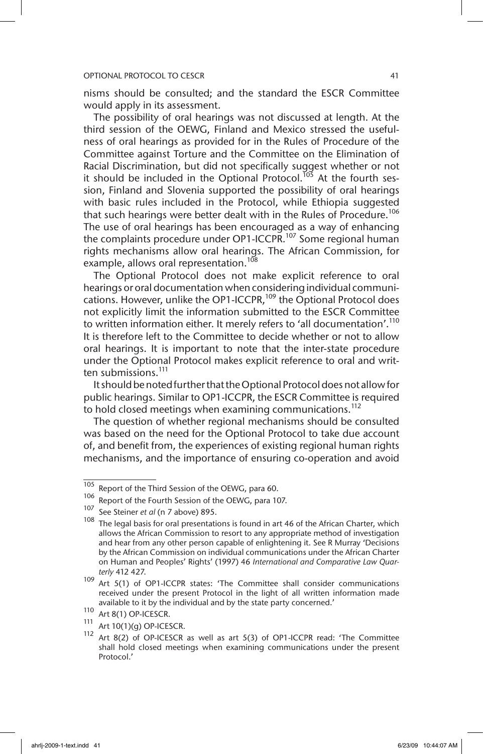nisms should be consulted; and the standard the ESCR Committee would apply in its assessment.

The possibility of oral hearings was not discussed at length. At the third session of the OEWG, Finland and Mexico stressed the usefulness of oral hearings as provided for in the Rules of Procedure of the Committee against Torture and the Committee on the Elimination of Racial Discrimination, but did not specifically suggest whether or not it should be included in the Optional Protocol.[105] At the fourth session, Finland and Slovenia supported the possibility of oral hearings with basic rules included in the Protocol, while Ethiopia suggested that such hearings were better dealt with in the Rules of Procedure.[106] The use of oral hearings has been encouraged as a way of enhancing the complaints procedure under OP1-ICCPR.[107] Some regional human rights mechanisms allow oral hearings. The African Commission, for example, allows oral representation.[108]

The Optional Protocol does not make explicit reference to oral hearings or oral documentation when considering individual communications. However, unlike the OP1-ICCPR,[109] the Optional Protocol does not explicitly limit the information submitted to the ESCR Committee to written information either. It merely refers to 'all documentation'.[110] It is therefore left to the Committee to decide whether or not to allow oral hearings. It is important to note that the inter-state procedure under the Optional Protocol makes explicit reference to oral and written submissions.[111]

It should be noted further that the Optional Protocol does not allow for public hearings. Similar to OP1-ICCPR, the ESCR Committee is required to hold closed meetings when examining communications.[112]

The question of whether regional mechanisms should be consulted was based on the need for the Optional Protocol to take due account of, and benefit from, the experiences of existing regional human rights mechanisms, and the importance of ensuring co-operation and avoid

---

105 Report of the Third Session of the OEWG, para 60.

106 Report of the Fourth Session of the OEWG, para 107.

107 See Steiner *et al* (n 7 above) 895.

108 The legal basis for oral presentations is found in art 46 of the African Charter, which allows the African Commission to resort to any appropriate method of investigation and hear from any other person capable of enlightening it. See R Murray 'Decisions by the African Commission on individual communications under the African Charter on Human and Peoples' Rights' (1997) 46 *International and Comparative Law Quarterly* 412 427.

109 Art 5(1) of OP1-ICCPR states: 'The Committee shall consider communications received under the present Protocol in the light of all written information made available to it by the individual and by the state party concerned.'

110 Art 8(1) OP-ICESCR.

111 Art 10(1)(g) OP-ICESCR.

112 Art 8(2) of OP-ICESCR as well as art 5(3) of OP1-ICCPR read: 'The Committee shall hold closed meetings when examining communications under the present Protocol.'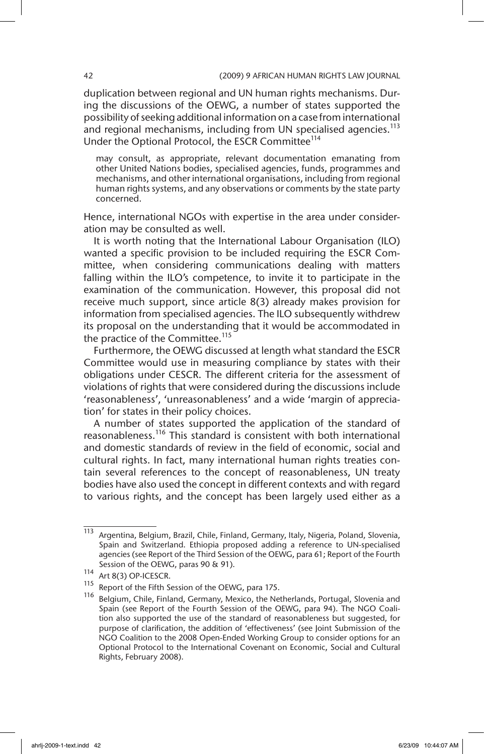duplication between regional and UN human rights mechanisms. During the discussions of the OEWG, a number of states supported the possibility of seeking additional information on a case from international and regional mechanisms, including from UN specialised agencies.[113] Under the Optional Protocol, the ESCR Committee[114]

> may consult, as appropriate, relevant documentation emanating from other United Nations bodies, specialised agencies, funds, programmes and mechanisms, and other international organisations, including from regional human rights systems, and any observations or comments by the state party concerned.

Hence, international NGOs with expertise in the area under consideration may be consulted as well.

It is worth noting that the International Labour Organisation (ILO) wanted a specific provision to be included requiring the ESCR Committee, when considering communications dealing with matters falling within the ILO's competence, to invite it to participate in the examination of the communication. However, this proposal did not receive much support, since article 8(3) already makes provision for information from specialised agencies. The ILO subsequently withdrew its proposal on the understanding that it would be accommodated in the practice of the Committee.[115]

Furthermore, the OEWG discussed at length what standard the ESCR Committee would use in measuring compliance by states with their obligations under CESCR. The different criteria for the assessment of violations of rights that were considered during the discussions include 'reasonableness', 'unreasonableness' and a wide 'margin of appreciation' for states in their policy choices.

A number of states supported the application of the standard of reasonableness.[116] This standard is consistent with both international and domestic standards of review in the field of economic, social and cultural rights. In fact, many international human rights treaties contain several references to the concept of reasonableness, UN treaty bodies have also used the concept in different contexts and with regard to various rights, and the concept has been largely used either as a

---

[113] Argentina, Belgium, Brazil, Chile, Finland, Germany, Italy, Nigeria, Poland, Slovenia, Spain and Switzerland. Ethiopia proposed adding a reference to UN-specialised agencies (see Report of the Third Session of the OEWG, para 61; Report of the Fourth Session of the OEWG, paras 90 & 91).

[114] Art 8(3) OP-ICESCR.

[115] Report of the Fifth Session of the OEWG, para 175.

[116] Belgium, Chile, Finland, Germany, Mexico, the Netherlands, Portugal, Slovenia and Spain (see Report of the Fourth Session of the OEWG, para 94). The NGO Coalition also supported the use of the standard of reasonableness but suggested, for purpose of clarification, the addition of 'effectiveness' (see Joint Submission of the NGO Coalition to the 2008 Open-Ended Working Group to consider options for an Optional Protocol to the International Covenant on Economic, Social and Cultural Rights, February 2008).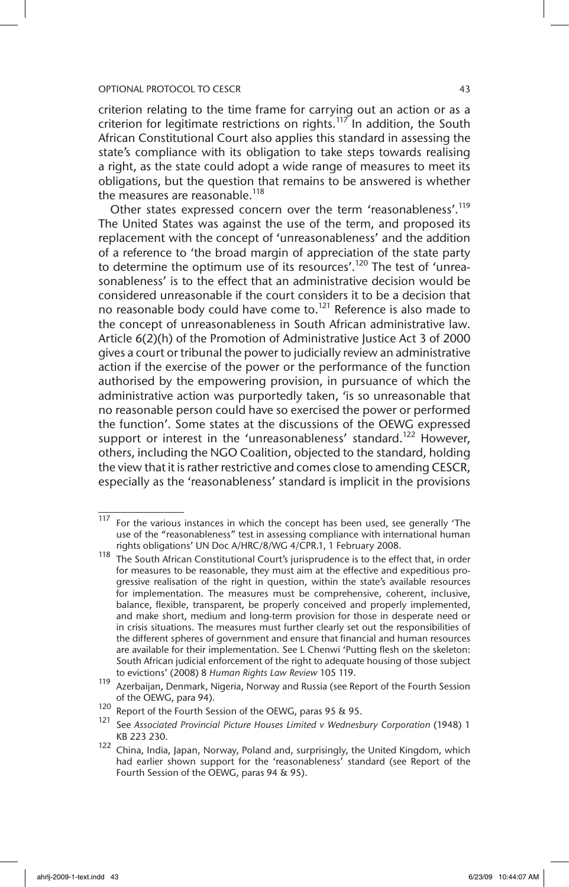criterion relating to the time frame for carrying out an action or as a criterion for legitimate restrictions on rights.[117] In addition, the South African Constitutional Court also applies this standard in assessing the state's compliance with its obligation to take steps towards realising a right, as the state could adopt a wide range of measures to meet its obligations, but the question that remains to be answered is whether the measures are reasonable.[118]

Other states expressed concern over the term 'reasonableness'.[119] The United States was against the use of the term, and proposed its replacement with the concept of 'unreasonableness' and the addition of a reference to 'the broad margin of appreciation of the state party to determine the optimum use of its resources'.[120] The test of 'unreasonableness' is to the effect that an administrative decision would be considered unreasonable if the court considers it to be a decision that no reasonable body could have come to.[121] Reference is also made to the concept of unreasonableness in South African administrative law. Article 6(2)(h) of the Promotion of Administrative Justice Act 3 of 2000 gives a court or tribunal the power to judicially review an administrative action if the exercise of the power or the performance of the function authorised by the empowering provision, in pursuance of which the administrative action was purportedly taken, 'is so unreasonable that no reasonable person could have so exercised the power or performed the function'. Some states at the discussions of the OEWG expressed support or interest in the 'unreasonableness' standard.[122] However, others, including the NGO Coalition, objected to the standard, holding the view that it is rather restrictive and comes close to amending CESCR, especially as the 'reasonableness' standard is implicit in the provisions

---

[117] For the various instances in which the concept has been used, see generally 'The use of the "reasonableness" test in assessing compliance with international human rights obligations' UN Doc A/HRC/8/WG 4/CPR.1, 1 February 2008.

[118] The South African Constitutional Court's jurisprudence is to the effect that, in order for measures to be reasonable, they must aim at the effective and expeditious progressive realisation of the right in question, within the state's available resources for implementation. The measures must be comprehensive, coherent, inclusive, balance, flexible, transparent, be properly conceived and properly implemented, and make short, medium and long-term provision for those in desperate need or in crisis situations. The measures must further clearly set out the responsibilities of the different spheres of government and ensure that financial and human resources are available for their implementation. See L Chenwi 'Putting flesh on the skeleton: South African judicial enforcement of the right to adequate housing of those subject to evictions' (2008) 8 *Human Rights Law Review* 105 119.

[119] Azerbaijan, Denmark, Nigeria, Norway and Russia (see Report of the Fourth Session of the OEWG, para 94).

[120] Report of the Fourth Session of the OEWG, paras 95 & 95.

[121] See *Associated Provincial Picture Houses Limited v Wednesbury Corporation* (1948) 1 KB 223 230.

[122] China, India, Japan, Norway, Poland and, surprisingly, the United Kingdom, which had earlier shown support for the 'reasonableness' standard (see Report of the Fourth Session of the OEWG, paras 94 & 95).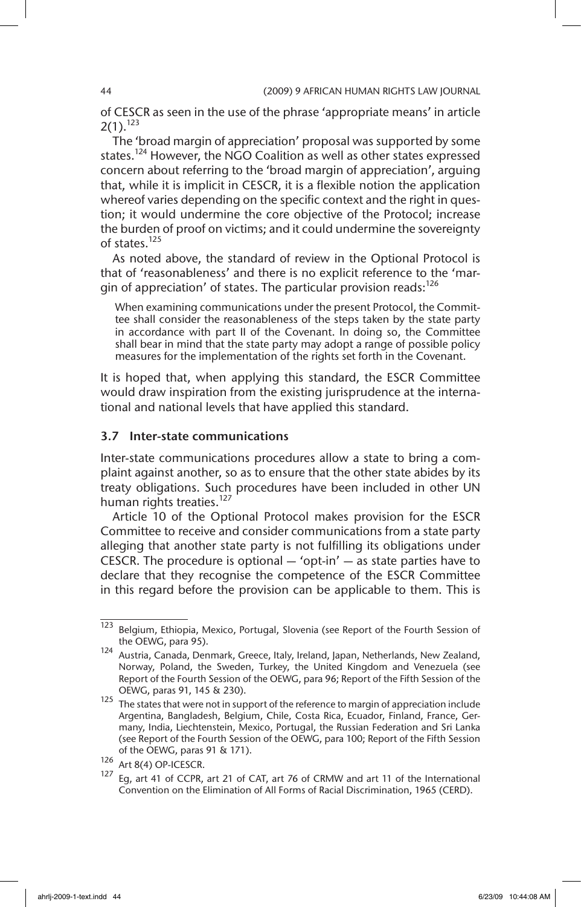of CESCR as seen in the use of the phrase 'appropriate means' in article 2(1).[123]

The 'broad margin of appreciation' proposal was supported by some states.[124] However, the NGO Coalition as well as other states expressed concern about referring to the 'broad margin of appreciation', arguing that, while it is implicit in CESCR, it is a flexible notion the application whereof varies depending on the specific context and the right in question; it would undermine the core objective of the Protocol; increase the burden of proof on victims; and it could undermine the sovereignty of states.[125]

As noted above, the standard of review in the Optional Protocol is that of 'reasonableness' and there is no explicit reference to the 'margin of appreciation' of states. The particular provision reads:[126]

> When examining communications under the present Protocol, the Committee shall consider the reasonableness of the steps taken by the state party in accordance with part II of the Covenant. In doing so, the Committee shall bear in mind that the state party may adopt a range of possible policy measures for the implementation of the rights set forth in the Covenant.

It is hoped that, when applying this standard, the ESCR Committee would draw inspiration from the existing jurisprudence at the international and national levels that have applied this standard.

### 3.7 Inter-state communications

Inter-state communications procedures allow a state to bring a complaint against another, so as to ensure that the other state abides by its treaty obligations. Such procedures have been included in other UN human rights treaties.[127]

Article 10 of the Optional Protocol makes provision for the ESCR Committee to receive and consider communications from a state party alleging that another state party is not fulfilling its obligations under CESCR. The procedure is optional — 'opt-in' — as state parties have to declare that they recognise the competence of the ESCR Committee in this regard before the provision can be applicable to them. This is

---

[123] Belgium, Ethiopia, Mexico, Portugal, Slovenia (see Report of the Fourth Session of the OEWG, para 95).

[124] Austria, Canada, Denmark, Greece, Italy, Ireland, Japan, Netherlands, New Zealand, Norway, Poland, the Sweden, Turkey, the United Kingdom and Venezuela (see Report of the Fourth Session of the OEWG, para 96; Report of the Fifth Session of the OEWG, paras 91, 145 & 230).

[125] The states that were not in support of the reference to margin of appreciation include Argentina, Bangladesh, Belgium, Chile, Costa Rica, Ecuador, Finland, France, Germany, India, Liechtenstein, Mexico, Portugal, the Russian Federation and Sri Lanka (see Report of the Fourth Session of the OEWG, para 100; Report of the Fifth Session of the OEWG, paras 91 & 171).

[126] Art 8(4) OP-ICESCR.

[127] Eg, art 41 of CCPR, art 21 of CAT, art 76 of CRMW and art 11 of the International Convention on the Elimination of All Forms of Racial Discrimination, 1965 (CERD).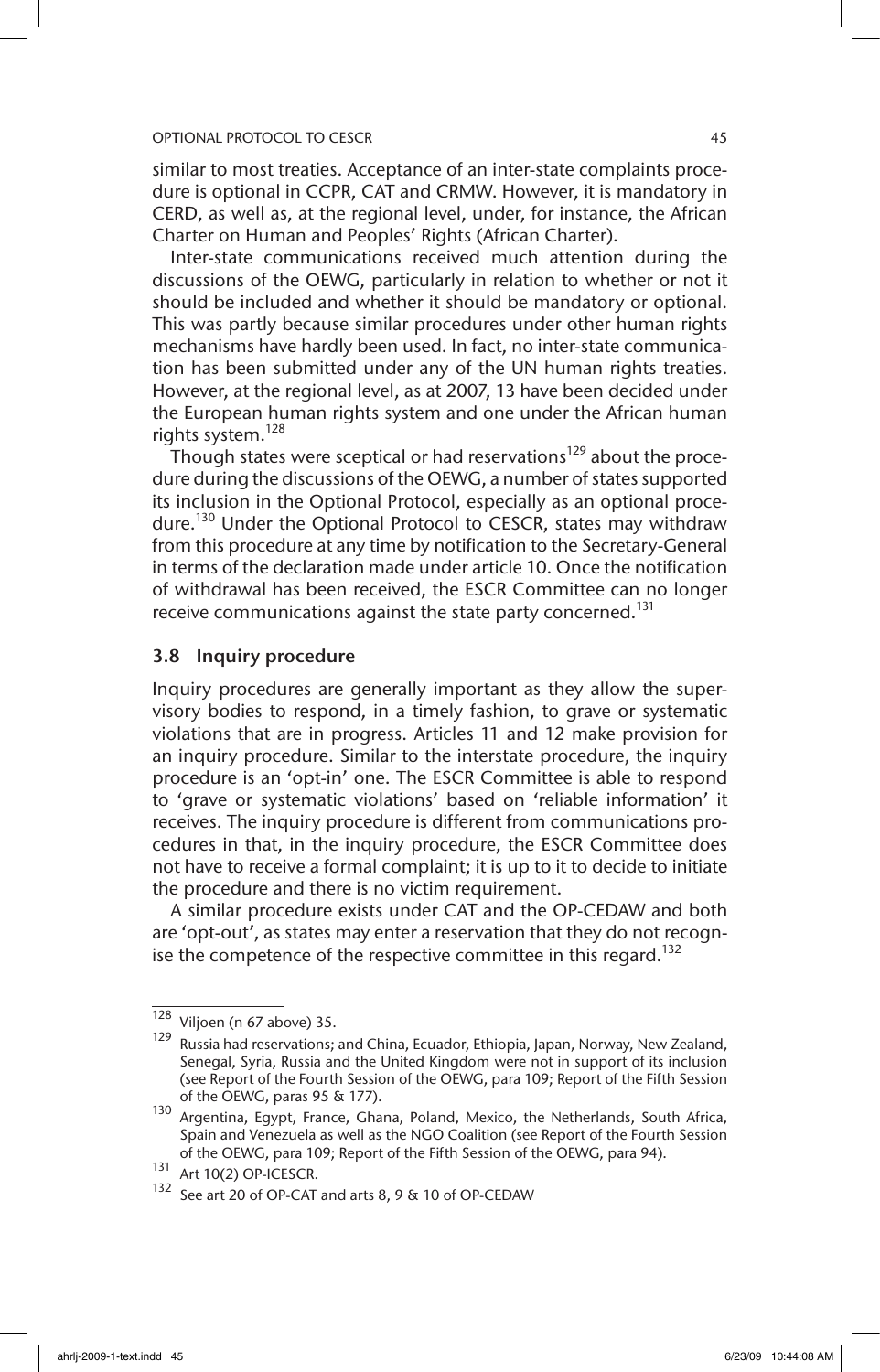similar to most treaties. Acceptance of an inter-state complaints procedure is optional in CCPR, CAT and CRMW. However, it is mandatory in CERD, as well as, at the regional level, under, for instance, the African Charter on Human and Peoples' Rights (African Charter).

Inter-state communications received much attention during the discussions of the OEWG, particularly in relation to whether or not it should be included and whether it should be mandatory or optional. This was partly because similar procedures under other human rights mechanisms have hardly been used. In fact, no inter-state communication has been submitted under any of the UN human rights treaties. However, at the regional level, as at 2007, 13 have been decided under the European human rights system and one under the African human rights system.[128]

Though states were sceptical or had reservations[129] about the procedure during the discussions of the OEWG, a number of states supported its inclusion in the Optional Protocol, especially as an optional procedure.[130] Under the Optional Protocol to CESCR, states may withdraw from this procedure at any time by notification to the Secretary-General in terms of the declaration made under article 10. Once the notification of withdrawal has been received, the ESCR Committee can no longer receive communications against the state party concerned.[131]

### 3.8 Inquiry procedure

Inquiry procedures are generally important as they allow the supervisory bodies to respond, in a timely fashion, to grave or systematic violations that are in progress. Articles 11 and 12 make provision for an inquiry procedure. Similar to the interstate procedure, the inquiry procedure is an 'opt-in' one. The ESCR Committee is able to respond to 'grave or systematic violations' based on 'reliable information' it receives. The inquiry procedure is different from communications procedures in that, in the inquiry procedure, the ESCR Committee does not have to receive a formal complaint; it is up to it to decide to initiate the procedure and there is no victim requirement.

A similar procedure exists under CAT and the OP-CEDAW and both are 'opt-out', as states may enter a reservation that they do not recognise the competence of the respective committee in this regard.[132]

---

[128] Viljoen (n 67 above) 35.

[129] Russia had reservations; and China, Ecuador, Ethiopia, Japan, Norway, New Zealand, Senegal, Syria, Russia and the United Kingdom were not in support of its inclusion (see Report of the Fourth Session of the OEWG, para 109; Report of the Fifth Session of the OEWG, paras 95 & 177).

[130] Argentina, Egypt, France, Ghana, Poland, Mexico, the Netherlands, South Africa, Spain and Venezuela as well as the NGO Coalition (see Report of the Fourth Session of the OEWG, para 109; Report of the Fifth Session of the OEWG, para 94).

[131] Art 10(2) OP-ICESCR.

[132] See art 20 of OP-CAT and arts 8, 9 & 10 of OP-CEDAW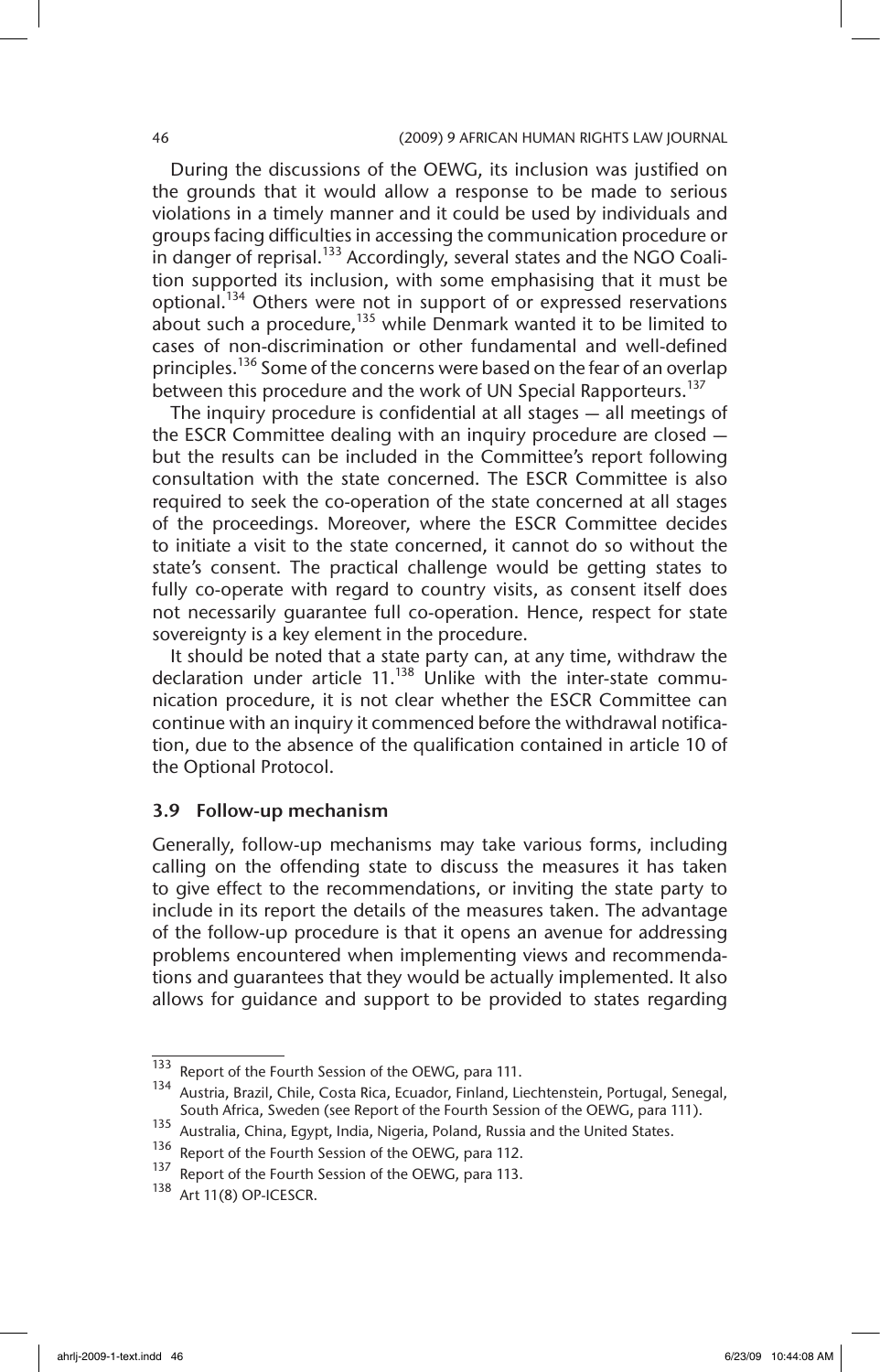During the discussions of the OEWG, its inclusion was justified on the grounds that it would allow a response to be made to serious violations in a timely manner and it could be used by individuals and groups facing difficulties in accessing the communication procedure or in danger of reprisal.[133] Accordingly, several states and the NGO Coalition supported its inclusion, with some emphasising that it must be optional.[134] Others were not in support of or expressed reservations about such a procedure,[135] while Denmark wanted it to be limited to cases of non-discrimination or other fundamental and well-defined principles.[136] Some of the concerns were based on the fear of an overlap between this procedure and the work of UN Special Rapporteurs.[137]

The inquiry procedure is confidential at all stages — all meetings of the ESCR Committee dealing with an inquiry procedure are closed — but the results can be included in the Committee's report following consultation with the state concerned. The ESCR Committee is also required to seek the co-operation of the state concerned at all stages of the proceedings. Moreover, where the ESCR Committee decides to initiate a visit to the state concerned, it cannot do so without the state's consent. The practical challenge would be getting states to fully co-operate with regard to country visits, as consent itself does not necessarily guarantee full co-operation. Hence, respect for state sovereignty is a key element in the procedure.

It should be noted that a state party can, at any time, withdraw the declaration under article 11.[138] Unlike with the inter-state communication procedure, it is not clear whether the ESCR Committee can continue with an inquiry it commenced before the withdrawal notification, due to the absence of the qualification contained in article 10 of the Optional Protocol.

### 3.9 Follow-up mechanism

Generally, follow-up mechanisms may take various forms, including calling on the offending state to discuss the measures it has taken to give effect to the recommendations, or inviting the state party to include in its report the details of the measures taken. The advantage of the follow-up procedure is that it opens an avenue for addressing problems encountered when implementing views and recommendations and guarantees that they would be actually implemented. It also allows for guidance and support to be provided to states regarding

---

[133] Report of the Fourth Session of the OEWG, para 111.

[134] Austria, Brazil, Chile, Costa Rica, Ecuador, Finland, Liechtenstein, Portugal, Senegal, South Africa, Sweden (see Report of the Fourth Session of the OEWG, para 111).

[135] Australia, China, Egypt, India, Nigeria, Poland, Russia and the United States.

[136] Report of the Fourth Session of the OEWG, para 112.

[137] Report of the Fourth Session of the OEWG, para 113.

[138] Art 11(8) OP-ICESCR.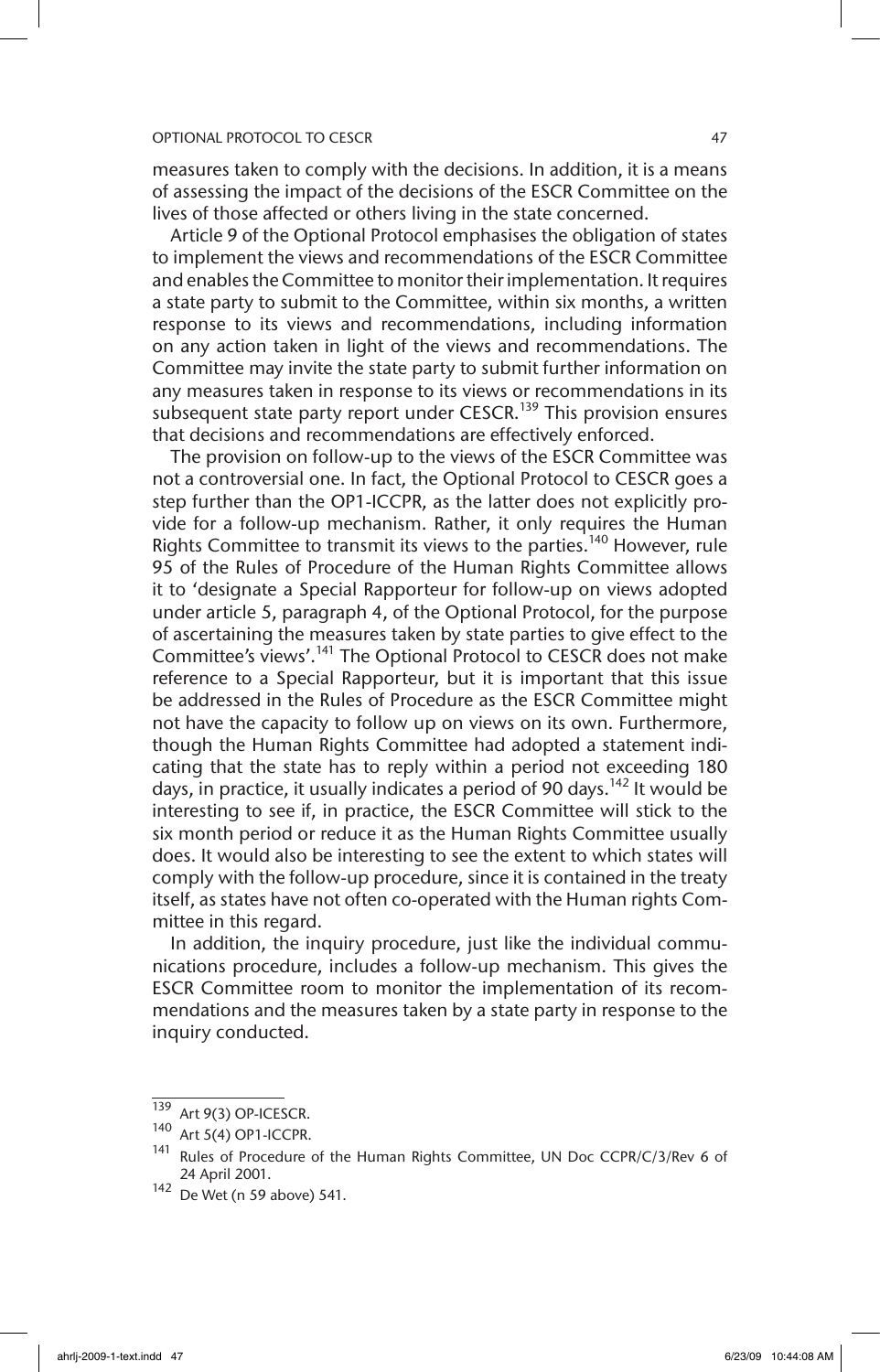measures taken to comply with the decisions. In addition, it is a means of assessing the impact of the decisions of the ESCR Committee on the lives of those affected or others living in the state concerned.

Article 9 of the Optional Protocol emphasises the obligation of states to implement the views and recommendations of the ESCR Committee and enables the Committee to monitor their implementation. It requires a state party to submit to the Committee, within six months, a written response to its views and recommendations, including information on any action taken in light of the views and recommendations. The Committee may invite the state party to submit further information on any measures taken in response to its views or recommendations in its subsequent state party report under CESCR.[139] This provision ensures that decisions and recommendations are effectively enforced.

The provision on follow-up to the views of the ESCR Committee was not a controversial one. In fact, the Optional Protocol to CESCR goes a step further than the OP1-ICCPR, as the latter does not explicitly provide for a follow-up mechanism. Rather, it only requires the Human Rights Committee to transmit its views to the parties.[140] However, rule 95 of the Rules of Procedure of the Human Rights Committee allows it to 'designate a Special Rapporteur for follow-up on views adopted under article 5, paragraph 4, of the Optional Protocol, for the purpose of ascertaining the measures taken by state parties to give effect to the Committee's views'.[141] The Optional Protocol to CESCR does not make reference to a Special Rapporteur, but it is important that this issue be addressed in the Rules of Procedure as the ESCR Committee might not have the capacity to follow up on views on its own. Furthermore, though the Human Rights Committee had adopted a statement indicating that the state has to reply within a period not exceeding 180 days, in practice, it usually indicates a period of 90 days.[142] It would be interesting to see if, in practice, the ESCR Committee will stick to the six month period or reduce it as the Human Rights Committee usually does. It would also be interesting to see the extent to which states will comply with the follow-up procedure, since it is contained in the treaty itself, as states have not often co-operated with the Human rights Committee in this regard.

In addition, the inquiry procedure, just like the individual communications procedure, includes a follow-up mechanism. This gives the ESCR Committee room to monitor the implementation of its recommendations and the measures taken by a state party in response to the inquiry conducted.

---

[139] Art 9(3) OP-ICESCR.

[140] Art 5(4) OP1-ICCPR.

[141] Rules of Procedure of the Human Rights Committee, UN Doc CCPR/C/3/Rev 6 of 24 April 2001.

[142] De Wet (n 59 above) 541.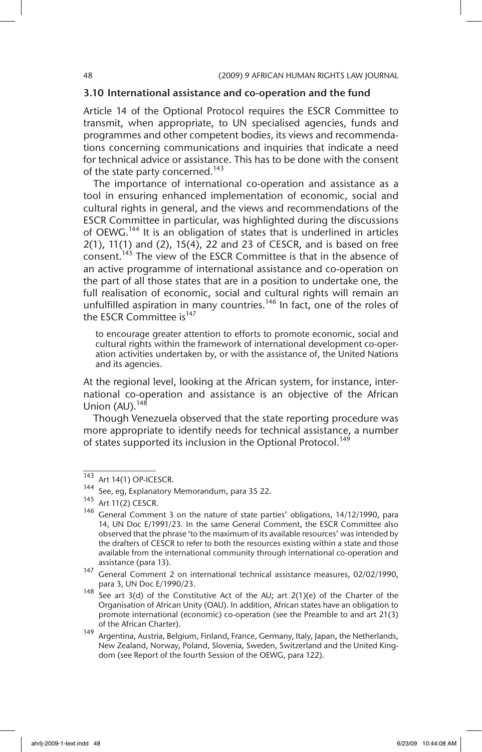### 3.10 International assistance and co-operation and the fund

Article 14 of the Optional Protocol requires the ESCR Committee to transmit, when appropriate, to UN specialised agencies, funds and programmes and other competent bodies, its views and recommendations concerning communications and inquiries that indicate a need for technical advice or assistance. This has to be done with the consent of the state party concerned.[143]

The importance of international co-operation and assistance as a tool in ensuring enhanced implementation of economic, social and cultural rights in general, and the views and recommendations of the ESCR Committee in particular, was highlighted during the discussions of OEWG.[144] It is an obligation of states that is underlined in articles 2(1), 11(1) and (2), 15(4), 22 and 23 of CESCR, and is based on free consent.[145] The view of the ESCR Committee is that in the absence of an active programme of international assistance and co-operation on the part of all those states that are in a position to undertake one, the full realisation of economic, social and cultural rights will remain an unfulfilled aspiration in many countries.[146] In fact, one of the roles of the ESCR Committee is[147]

> to encourage greater attention to efforts to promote economic, social and cultural rights within the framework of international development co-operation activities undertaken by, or with the assistance of, the United Nations and its agencies.

At the regional level, looking at the African system, for instance, international co-operation and assistance is an objective of the African Union (AU).[148]

Though Venezuela observed that the state reporting procedure was more appropriate to identify needs for technical assistance, a number of states supported its inclusion in the Optional Protocol.[149]

---

[143] Art 14(1) OP-ICESCR.

[144] See, eg, Explanatory Memorandum, para 35 22.

[145] Art 11(2) CESCR.

[146] General Comment 3 on the nature of state parties' obligations, 14/12/1990, para 14, UN Doc E/1991/23. In the same General Comment, the ESCR Committee also observed that the phrase 'to the maximum of its available resources' was intended by the drafters of CESCR to refer to both the resources existing within a state and those available from the international community through international co-operation and assistance (para 13).

[147] General Comment 2 on international technical assistance measures, 02/02/1990, para 3, UN Doc E/1990/23.

[148] See art 3(d) of the Constitutive Act of the AU; art 2(1)(e) of the Charter of the Organisation of African Unity (OAU). In addition, African states have an obligation to promote international (economic) co-operation (see the Preamble to and art 21(3) of the African Charter).

[149] Argentina, Austria, Belgium, Finland, France, Germany, Italy, Japan, the Netherlands, New Zealand, Norway, Poland, Slovenia, Sweden, Switzerland and the United Kingdom (see Report of the fourth Session of the OEWG, para 122).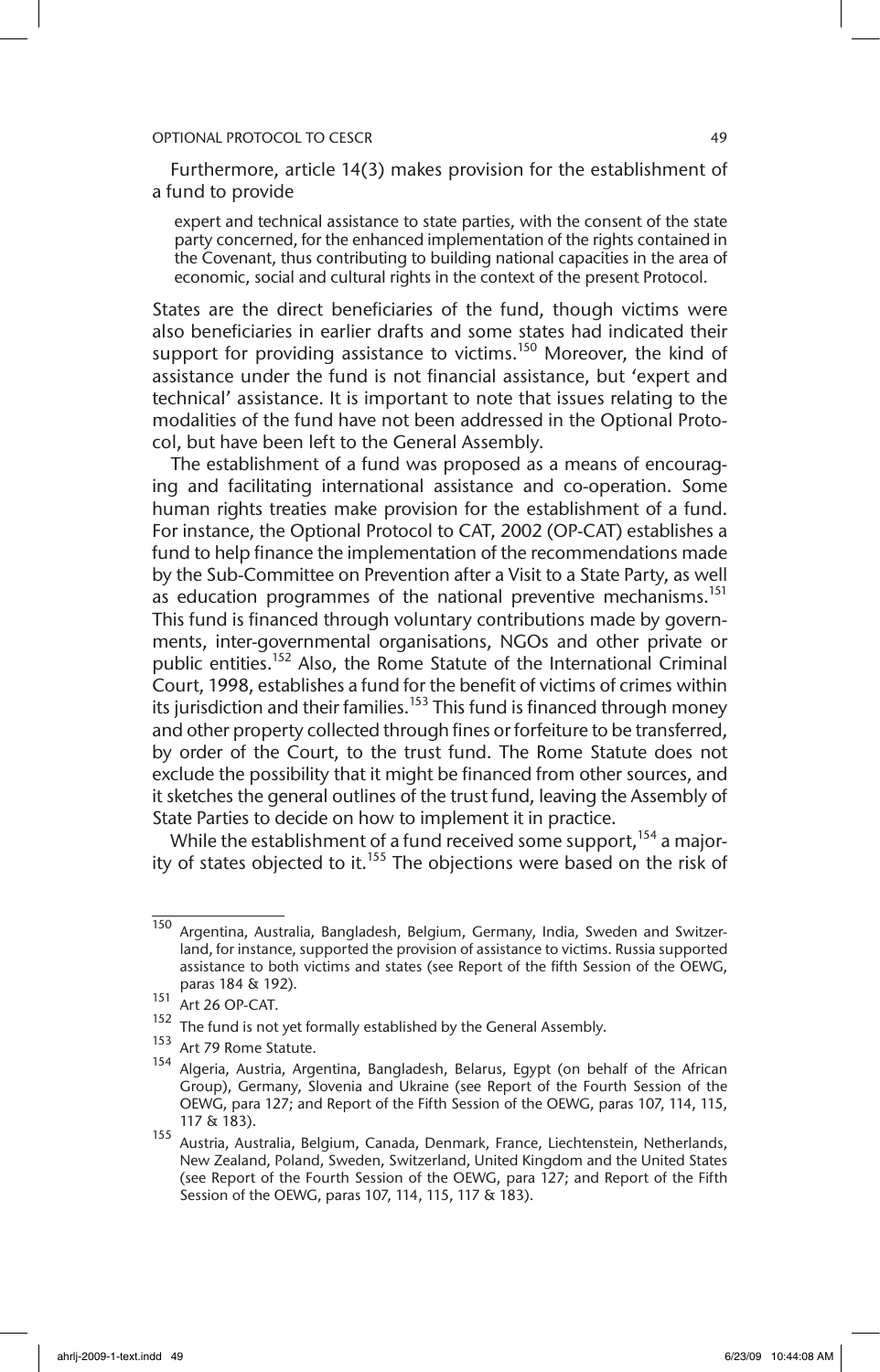Furthermore, article 14(3) makes provision for the establishment of a fund to provide

> expert and technical assistance to state parties, with the consent of the state party concerned, for the enhanced implementation of the rights contained in the Covenant, thus contributing to building national capacities in the area of economic, social and cultural rights in the context of the present Protocol.

States are the direct beneficiaries of the fund, though victims were also beneficiaries in earlier drafts and some states had indicated their support for providing assistance to victims.[150] Moreover, the kind of assistance under the fund is not financial assistance, but 'expert and technical' assistance. It is important to note that issues relating to the modalities of the fund have not been addressed in the Optional Protocol, but have been left to the General Assembly.

The establishment of a fund was proposed as a means of encouraging and facilitating international assistance and co-operation. Some human rights treaties make provision for the establishment of a fund. For instance, the Optional Protocol to CAT, 2002 (OP-CAT) establishes a fund to help finance the implementation of the recommendations made by the Sub-Committee on Prevention after a Visit to a State Party, as well as education programmes of the national preventive mechanisms.[151] This fund is financed through voluntary contributions made by governments, inter-governmental organisations, NGOs and other private or public entities.[152] Also, the Rome Statute of the International Criminal Court, 1998, establishes a fund for the benefit of victims of crimes within its jurisdiction and their families.[153] This fund is financed through money and other property collected through fines or forfeiture to be transferred, by order of the Court, to the trust fund. The Rome Statute does not exclude the possibility that it might be financed from other sources, and it sketches the general outlines of the trust fund, leaving the Assembly of State Parties to decide on how to implement it in practice.

While the establishment of a fund received some support,[154] a majority of states objected to it.[155] The objections were based on the risk of

---

[150] Argentina, Australia, Bangladesh, Belgium, Germany, India, Sweden and Switzerland, for instance, supported the provision of assistance to victims. Russia supported assistance to both victims and states (see Report of the fifth Session of the OEWG, paras 184 & 192).

[151] Art 26 OP-CAT.

[152] The fund is not yet formally established by the General Assembly.

[153] Art 79 Rome Statute.

[154] Algeria, Austria, Argentina, Bangladesh, Belarus, Egypt (on behalf of the African Group), Germany, Slovenia and Ukraine (see Report of the Fourth Session of the OEWG, para 127; and Report of the Fifth Session of the OEWG, paras 107, 114, 115, 117 & 183).

[155] Austria, Australia, Belgium, Canada, Denmark, France, Liechtenstein, Netherlands, New Zealand, Poland, Sweden, Switzerland, United Kingdom and the United States (see Report of the Fourth Session of the OEWG, para 127; and Report of the Fifth Session of the OEWG, paras 107, 114, 115, 117 & 183).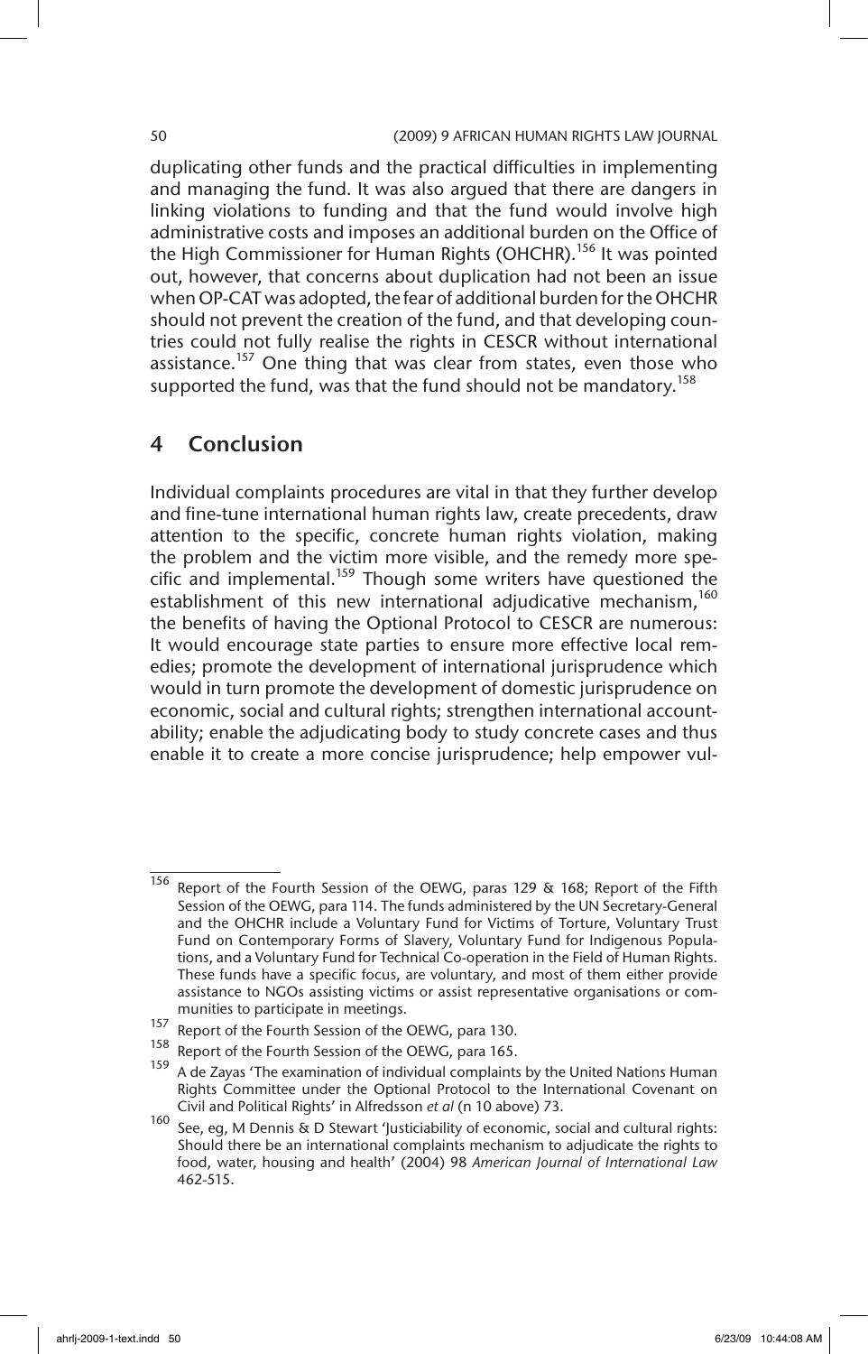duplicating other funds and the practical difficulties in implementing and managing the fund. It was also argued that there are dangers in linking violations to funding and that the fund would involve high administrative costs and imposes an additional burden on the Office of the High Commissioner for Human Rights (OHCHR).[156] It was pointed out, however, that concerns about duplication had not been an issue when OP-CAT was adopted, the fear of additional burden for the OHCHR should not prevent the creation of the fund, and that developing countries could not fully realise the rights in CESCR without international assistance.[157] One thing that was clear from states, even those who supported the fund, was that the fund should not be mandatory.[158]

## 4 Conclusion

Individual complaints procedures are vital in that they further develop and fine-tune international human rights law, create precedents, draw attention to the specific, concrete human rights violation, making the problem and the victim more visible, and the remedy more specific and implemental.[159] Though some writers have questioned the establishment of this new international adjudicative mechanism,[160] the benefits of having the Optional Protocol to CESCR are numerous: It would encourage state parties to ensure more effective local remedies; promote the development of international jurisprudence which would in turn promote the development of domestic jurisprudence on economic, social and cultural rights; strengthen international accountability; enable the adjudicating body to study concrete cases and thus enable it to create a more concise jurisprudence; help empower vul-

---

156 Report of the Fourth Session of the OEWG, paras 129 & 168; Report of the Fifth Session of the OEWG, para 114. The funds administered by the UN Secretary-General and the OHCHR include a Voluntary Fund for Victims of Torture, Voluntary Trust Fund on Contemporary Forms of Slavery, Voluntary Fund for Indigenous Populations, and a Voluntary Fund for Technical Co-operation in the Field of Human Rights. These funds have a specific focus, are voluntary, and most of them either provide assistance to NGOs assisting victims or assist representative organisations or communities to participate in meetings.

157 Report of the Fourth Session of the OEWG, para 130.

158 Report of the Fourth Session of the OEWG, para 165.

159 A de Zayas 'The examination of individual complaints by the United Nations Human Rights Committee under the Optional Protocol to the International Covenant on Civil and Political Rights' in Alfredsson *et al* (n 10 above) 73.

160 See, eg, M Dennis & D Stewart 'Justiciability of economic, social and cultural rights: Should there be an international complaints mechanism to adjudicate the rights to food, water, housing and health' (2004) 98 *American Journal of International Law* 462-515.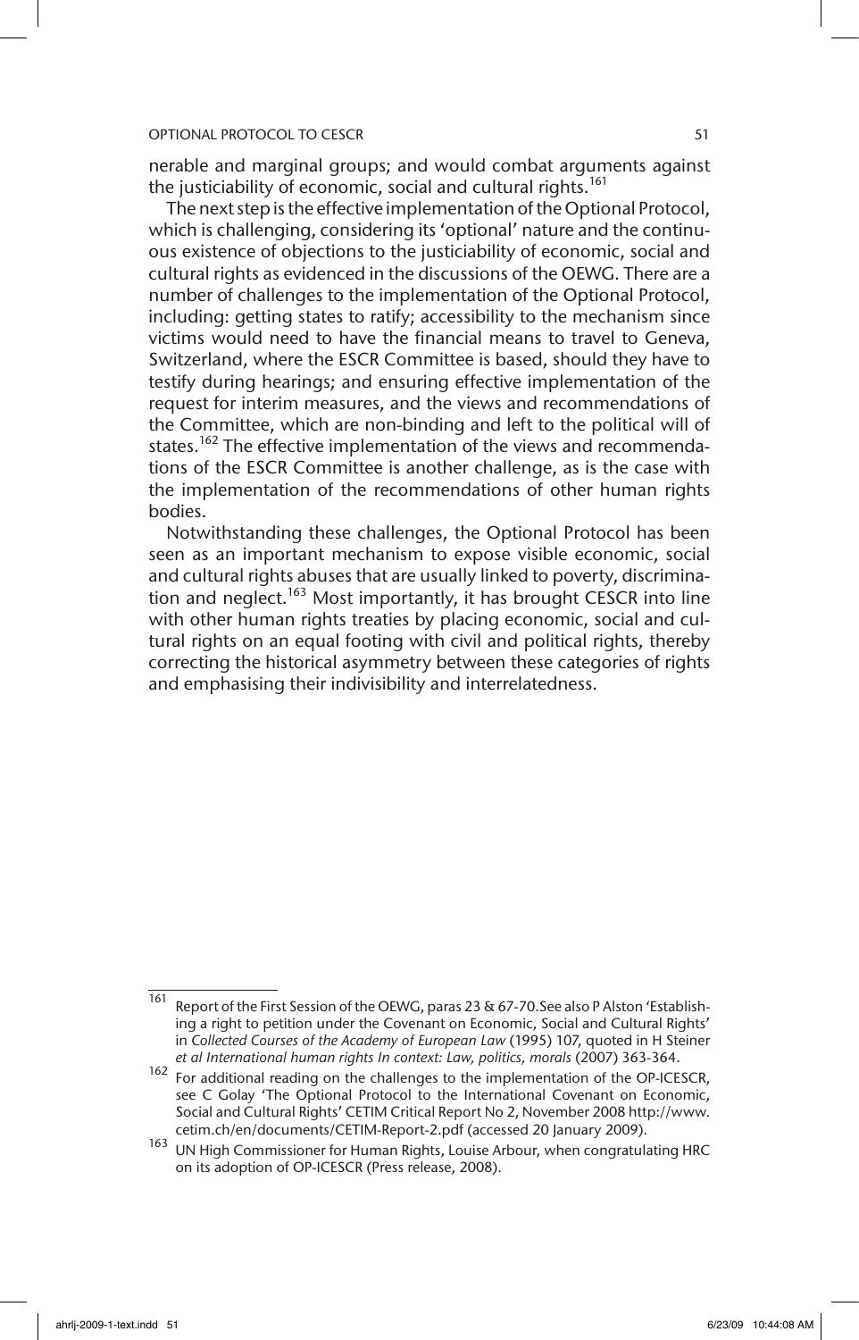nerable and marginal groups; and would combat arguments against the justiciability of economic, social and cultural rights.[161]

The next step is the effective implementation of the Optional Protocol, which is challenging, considering its 'optional' nature and the continuous existence of objections to the justiciability of economic, social and cultural rights as evidenced in the discussions of the OEWG. There are a number of challenges to the implementation of the Optional Protocol, including: getting states to ratify; accessibility to the mechanism since victims would need to have the financial means to travel to Geneva, Switzerland, where the ESCR Committee is based, should they have to testify during hearings; and ensuring effective implementation of the request for interim measures, and the views and recommendations of the Committee, which are non-binding and left to the political will of states.[162] The effective implementation of the views and recommendations of the ESCR Committee is another challenge, as is the case with the implementation of the recommendations of other human rights bodies.

Notwithstanding these challenges, the Optional Protocol has been seen as an important mechanism to expose visible economic, social and cultural rights abuses that are usually linked to poverty, discrimination and neglect.[163] Most importantly, it has brought CESCR into line with other human rights treaties by placing economic, social and cultural rights on an equal footing with civil and political rights, thereby correcting the historical asymmetry between these categories of rights and emphasising their indivisibility and interrelatedness.

---

161 Report of the First Session of the OEWG, paras 23 & 67-70.See also P Alston 'Establishing a right to petition under the Covenant on Economic, Social and Cultural Rights' in *Collected Courses of the Academy of European Law* (1995) 107, quoted in H Steiner *et al International human rights In context: Law, politics, morals* (2007) 363-364.

162 For additional reading on the challenges to the implementation of the OP-ICESCR, see C Golay 'The Optional Protocol to the International Covenant on Economic, Social and Cultural Rights' CETIM Critical Report No 2, November 2008 http://www.cetim.ch/en/documents/CETIM-Report-2.pdf (accessed 20 January 2009).

163 UN High Commissioner for Human Rights, Louise Arbour, when congratulating HRC on its adoption of OP-ICESCR (Press release, 2008).